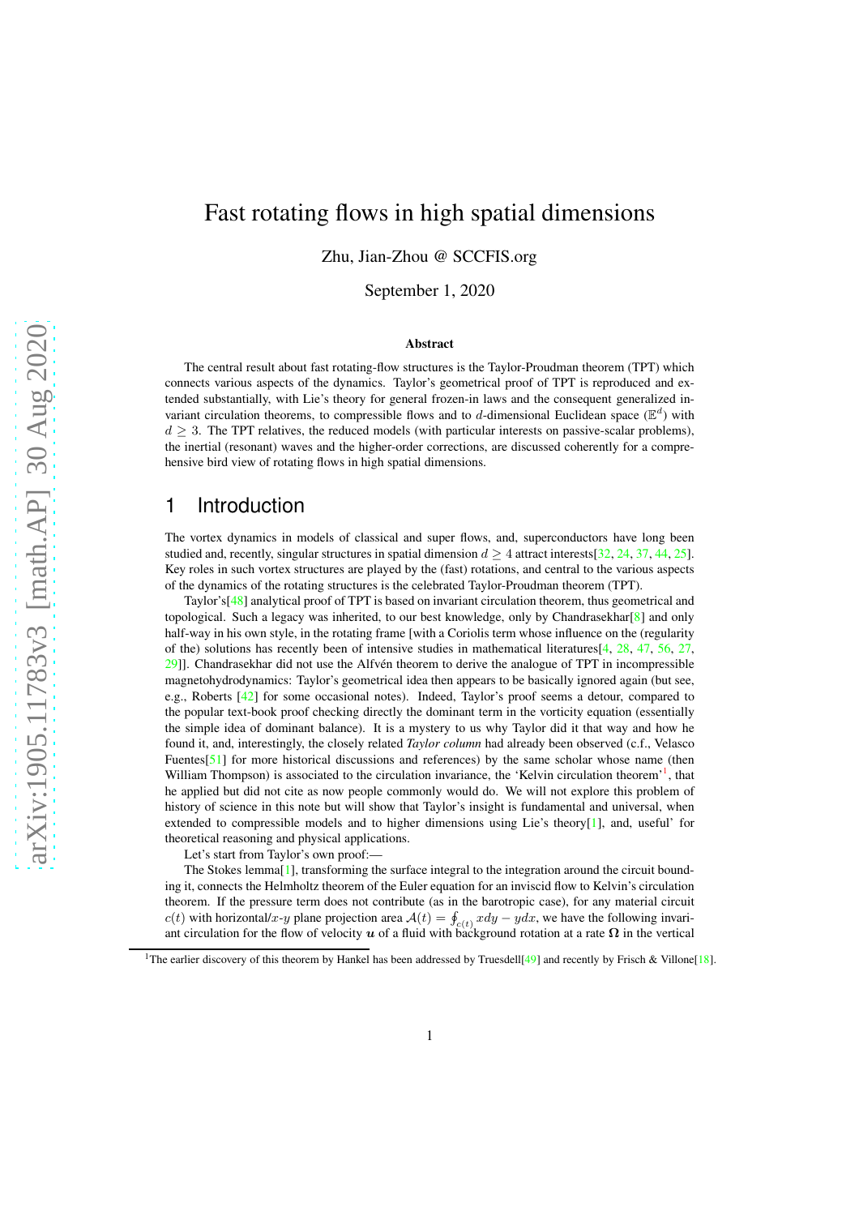# Fast rotating flows in high spatial dimensions

Zhu, Jian-Zhou @ SCCFIS.org

September 1, 2020

### Abstract

The central result about fast rotating-flow structures is the Taylor-Proudman theorem (TPT) which connects various aspects of the dynamics. Taylor's geometrical proof of TPT is reproduced and extended substantially, with Lie's theory for general frozen-in laws and the consequent generalized invariant circulation theorems, to compressible flows and to $d$-dimensional Euclidean space ($\mathbb{E}^d$) with $d \geq 3$. The TPT relatives, the reduced models (with particular interests on passive-scalar problems), the inertial (resonant) waves and the higher-order corrections, are discussed coherently for a comprehensive bird view of rotating flows in high spatial dimensions.

## 1 Introduction

The vortex dynamics in models of classical and super flows, and, superconductors have long been studied and, recently, singular structures in spatial dimension $d \geq 4$ attract interests[32, 24, 37, 44, 25]. Key roles in such vortex structures are played by the (fast) rotations, and central to the various aspects of the dynamics of the rotating structures is the celebrated Taylor-Proudman theorem (TPT).

Taylor's[48] analytical proof of TPT is based on invariant circulation theorem, thus geometrical and topological. Such a legacy was inherited, to our best knowledge, only by Chandrasekhar[8] and only half-way in his own style, in the rotating frame [with a Coriolis term whose influence on the (regularity of the) solutions has recently been of intensive studies in mathematical literatures[4, 28, 47, 56, 27, 29]]. Chandrasekhar did not use the Alfvén theorem to derive the analogue of TPT in incompressible magnetohydrodynamics: Taylor's geometrical idea then appears to be basically ignored again (but see, e.g., Roberts [42] for some occasional notes). Indeed, Taylor's proof seems a detour, compared to the popular text-book proof checking directly the dominant term in the vorticity equation (essentially the simple idea of dominant balance). It is a mystery to us why Taylor did it that way and how he found it, and, interestingly, the closely related *Taylor column* had already been observed (c.f., Velasco Fuentes[51] for more historical discussions and references) by the same scholar whose name (then William Thompson) is associated to the circulation invariance, the 'Kelvin circulation theorem'[1], that he applied but did not cite as now people commonly would do. We will not explore this problem of history of science in this note but will show that Taylor's insight is fundamental and universal, when extended to compressible models and to higher dimensions using Lie's theory[1], and, useful' for theoretical reasoning and physical applications.

Let's start from Taylor's own proof:—

The Stokes lemma[1], transforming the surface integral to the integration around the circuit bounding it, connects the Helmholtz theorem of the Euler equation for an inviscid flow to Kelvin's circulation theorem. If the pressure term does not contribute (as in the barotropic case), for any material circuit $c(t)$ with horizontal/$x$-$y$ plane projection area $\mathcal{A}(t) = \oint_{c(t)} xdy - ydx$, we have the following invariant circulation for the flow of velocity $\boldsymbol{u}$ of a fluid with background rotation at a rate $\boldsymbol{\Omega}$ in the vertical

[1]The earlier discovery of this theorem by Hankel has been addressed by Truesdell[49] and recently by Frisch & Villone[18].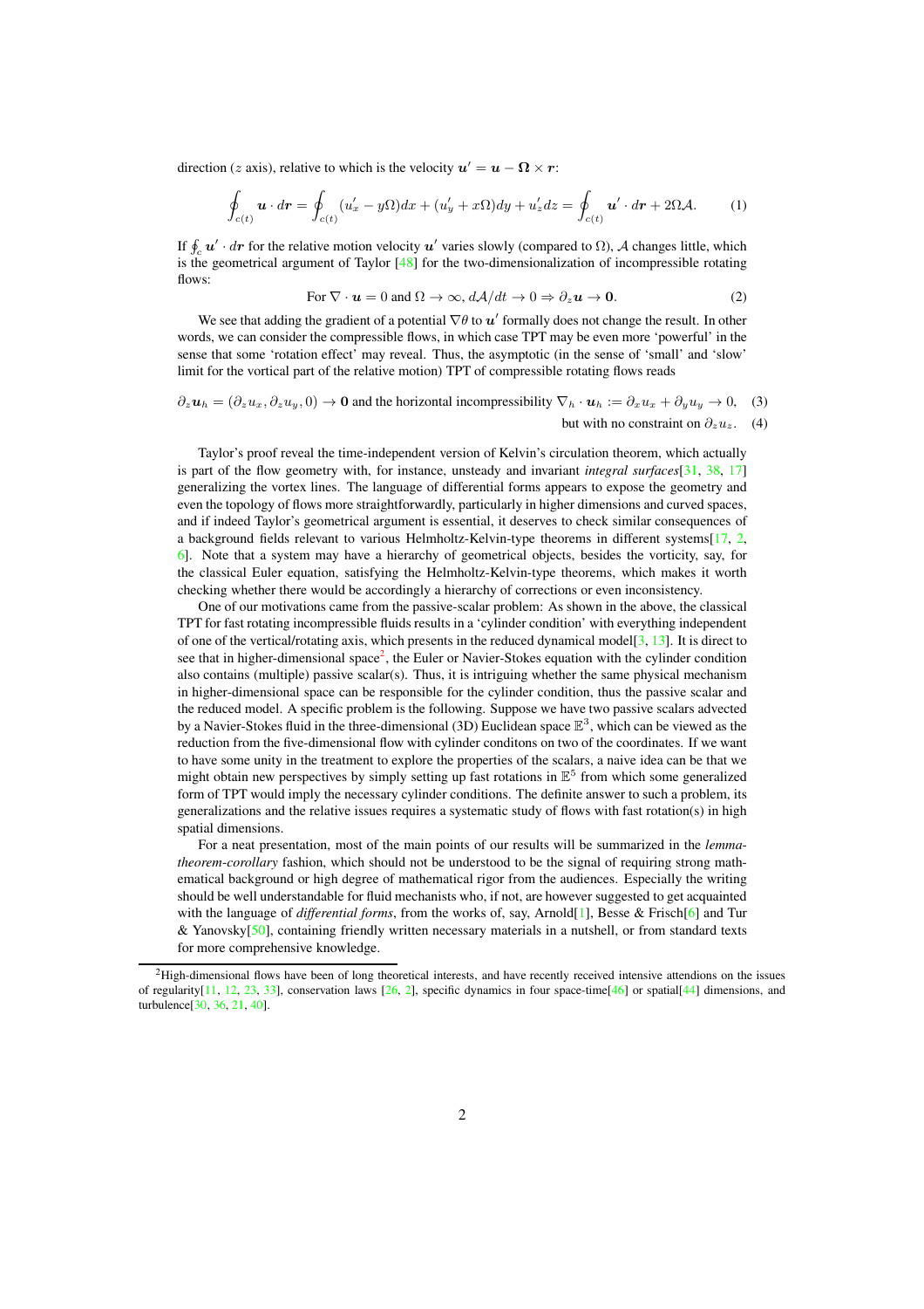direction ($z$ axis), relative to which is the velocity $\boldsymbol{u}' = \boldsymbol{u} - \boldsymbol{\Omega} \times \boldsymbol{r}$:

$$\oint_{c(t)} \boldsymbol{u} \cdot d\boldsymbol{r} = \oint_{c(t)} (u'_x - y\Omega)dx + (u'_y + x\Omega)dy + u'_z dz = \oint_{c(t)} \boldsymbol{u}' \cdot d\boldsymbol{r} + 2\Omega\mathcal{A}. \tag{1}$$

If $\oint_c \boldsymbol{u}' \cdot d\boldsymbol{r}$ for the relative motion velocity $\boldsymbol{u}'$ varies slowly (compared to $\Omega$), $\mathcal{A}$ changes little, which is the geometrical argument of Taylor [48] for the two-dimensionalization of incompressible rotating flows:

$$\text{For } \nabla \cdot \boldsymbol{u} = 0 \text{ and } \Omega \to \infty, \, d\mathcal{A}/dt \to 0 \Rightarrow \partial_z \boldsymbol{u} \to \boldsymbol{0}. \tag{2}$$

We see that adding the gradient of a potential $\nabla\theta$ to $\boldsymbol{u}'$ formally does not change the result. In other words, we can consider the compressible flows, in which case TPT may be even more 'powerful' in the sense that some 'rotation effect' may reveal. Thus, the asymptotic (in the sense of 'small' and 'slow' limit for the vortical part of the relative motion) TPT of compressible rotating flows reads

$$\partial_z \boldsymbol{u}_h = (\partial_z u_x, \partial_z u_y, 0) \to \boldsymbol{0} \text{ and the horizontal incompressibility } \nabla_h \cdot \boldsymbol{u}_h := \partial_x u_x + \partial_y u_y \to 0, \tag{3}$$

$$\text{but with no constraint on } \partial_z u_z. \tag{4}$$

Taylor's proof reveal the time-independent version of Kelvin's circulation theorem, which actually is part of the flow geometry with, for instance, unsteady and invariant *integral surfaces*[31, 38, 17] generalizing the vortex lines. The language of differential forms appears to expose the geometry and even the topology of flows more straightforwardly, particularly in higher dimensions and curved spaces, and if indeed Taylor's geometrical argument is essential, it deserves to check similar consequences of a background fields relevant to various Helmholtz-Kelvin-type theorems in different systems[17, 2, 6]. Note that a system may have a hierarchy of geometrical objects, besides the vorticity, say, for the classical Euler equation, satisfying the Helmholtz-Kelvin-type theorems, which makes it worth checking whether there would be accordingly a hierarchy of corrections or even inconsistency.

One of our motivations came from the passive-scalar problem: As shown in the above, the classical TPT for fast rotating incompressible fluids results in a 'cylinder condition' with everything independent of one of the vertical/rotating axis, which presents in the reduced dynamical model[3, 13]. It is direct to see that in higher-dimensional space[2], the Euler or Navier-Stokes equation with the cylinder condition also contains (multiple) passive scalar(s). Thus, it is intriguing whether the same physical mechanism in higher-dimensional space can be responsible for the cylinder condition, thus the passive scalar and the reduced model. A specific problem is the following. Suppose we have two passive scalars advected by a Navier-Stokes fluid in the three-dimensional (3D) Euclidean space $\mathbb{E}^3$, which can be viewed as the reduction from the five-dimensional flow with cylinder conditons on two of the coordinates. If we want to have some unity in the treatment to explore the properties of the scalars, a naive idea can be that we might obtain new perspectives by simply setting up fast rotations in $\mathbb{E}^5$ from which some generalized form of TPT would imply the necessary cylinder conditions. The definite answer to such a problem, its generalizations and the relative issues requires a systematic study of flows with fast rotation(s) in high spatial dimensions.

For a neat presentation, most of the main points of our results will be summarized in the *lemma-theorem-corollary* fashion, which should not be understood to be the signal of requiring strong mathematical background or high degree of mathematical rigor from the audiences. Especially the writing should be well understandable for fluid mechanists who, if not, are however suggested to get acquainted with the language of *differential forms*, from the works of, say, Arnold[1], Besse & Frisch[6] and Tur & Yanovsky[50], containing friendly written necessary materials in a nutshell, or from standard texts for more comprehensive knowledge.

[2]High-dimensional flows have been of long theoretical interests, and have recently received intensive attendions on the issues of regularity[11, 12, 23, 33], conservation laws [26, 2], specific dynamics in four space-time[46] or spatial[44] dimensions, and turbulence[30, 36, 21, 40].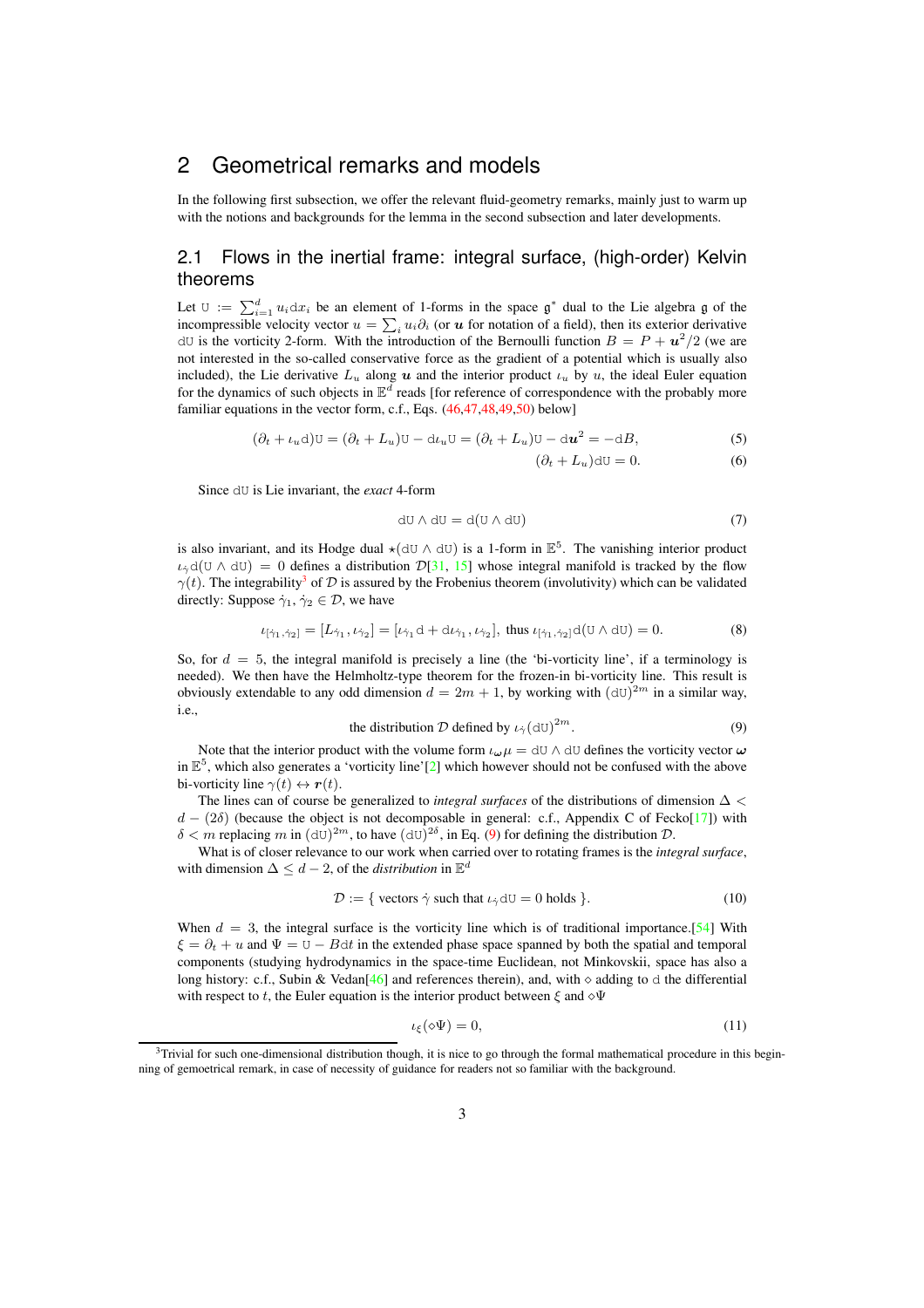# 2 Geometrical remarks and models

In the following first subsection, we offer the relevant fluid-geometry remarks, mainly just to warm up with the notions and backgrounds for the lemma in the second subsection and later developments.

## 2.1 Flows in the inertial frame: integral surface, (high-order) Kelvin theorems

Let $\mathtt{U} := \sum_{i=1}^{d} u_i \mathrm{d}x_i$ be an element of 1-forms in the space $\mathfrak{g}^*$ dual to the Lie algebra $\mathfrak{g}$ of the incompressible velocity vector $u = \sum_i u_i \partial_i$ (or $\boldsymbol{u}$ for notation of a field), then its exterior derivative $\mathrm{d}\mathtt{U}$ is the vorticity 2-form. With the introduction of the Bernoulli function $B = P + \boldsymbol{u}^2/2$ (we are not interested in the so-called conservative force as the gradient of a potential which is usually also included), the Lie derivative $L_u$ along $\boldsymbol{u}$ and the interior product $\iota_u$ by $u$, the ideal Euler equation for the dynamics of such objects in $\mathbb{E}^d$ reads [for reference of correspondence with the probably more familiar equations in the vector form, c.f., Eqs. (46,47,48,49,50) below]

$$(\partial_t + \iota_u \mathrm{d})\mathtt{U} = (\partial_t + L_u)\mathtt{U} - \mathrm{d}\iota_u \mathtt{U} = (\partial_t + L_u)\mathtt{U} - \mathrm{d}\boldsymbol{u}^2 = -\mathrm{d}B, \tag{5}$$

$$(\partial_t + L_u)\mathrm{d}\mathtt{U} = 0. \tag{6}$$

Since $\mathrm{d}\mathtt{U}$ is Lie invariant, the *exact* 4-form

$$\mathrm{d}\mathtt{U} \wedge \mathrm{d}\mathtt{U} = \mathrm{d}(\mathtt{U} \wedge \mathrm{d}\mathtt{U}) \tag{7}$$

is also invariant, and its Hodge dual $\star(\mathrm{d}\mathtt{U} \wedge \mathrm{d}\mathtt{U})$ is a 1-form in $\mathbb{E}^5$. The vanishing interior product $\iota_{\dot\gamma}\mathrm{d}(\mathtt{U} \wedge \mathrm{d}\mathtt{U}) = 0$ defines a distribution $\mathcal{D}$[31, 15] whose integral manifold is tracked by the flow $\gamma(t)$. The integrability[3] of $\mathcal{D}$ is assured by the Frobenius theorem (involutivity) which can be validated directly: Suppose $\dot\gamma_1, \dot\gamma_2 \in \mathcal{D}$, we have

$$\iota_{[\dot\gamma_1,\dot\gamma_2]} = [L_{\dot\gamma_1}, \iota_{\dot\gamma_2}] = [\iota_{\dot\gamma_1}\mathrm{d} + \mathrm{d}\iota_{\dot\gamma_1}, \iota_{\dot\gamma_2}], \text{ thus } \iota_{[\dot\gamma_1,\dot\gamma_2]}\mathrm{d}(\mathtt{U} \wedge \mathrm{d}\mathtt{U}) = 0. \tag{8}$$

So, for $d = 5$, the integral manifold is precisely a line (the 'bi-vorticity line', if a terminology is needed). We then have the Helmholtz-type theorem for the frozen-in bi-vorticity line. This result is obviously extendable to any odd dimension $d = 2m + 1$, by working with $(\mathrm{d}\mathtt{U})^{2m}$ in a similar way, i.e.,

$$\text{the distribution } \mathcal{D} \text{ defined by } \iota_{\dot\gamma}(\mathrm{d}\mathtt{U})^{2m}. \tag{9}$$

Note that the interior product with the volume form $\iota_{\boldsymbol{\omega}}\mu = \mathrm{d}\mathtt{U} \wedge \mathrm{d}\mathtt{U}$ defines the vorticity vector $\boldsymbol{\omega}$ in $\mathbb{E}^5$, which also generates a 'vorticity line'[2] which however should not be confused with the above bi-vorticity line $\gamma(t) \leftrightarrow \boldsymbol{r}(t)$.

The lines can of course be generalized to *integral surfaces* of the distributions of dimension $\Delta < d - (2\delta)$ (because the object is not decomposable in general: c.f., Appendix C of Fecko[17]) with $\delta < m$ replacing $m$ in $(\mathrm{d}\mathtt{U})^{2m}$, to have $(\mathrm{d}\mathtt{U})^{2\delta}$, in Eq. (9) for defining the distribution $\mathcal{D}$.

What is of closer relevance to our work when carried over to rotating frames is the *integral surface*, with dimension $\Delta \le d - 2$, of the *distribution* in $\mathbb{E}^d$

$$\mathcal{D} := \{ \text{ vectors } \dot\gamma \text{ such that } \iota_{\dot\gamma}\mathrm{d}\mathtt{U} = 0 \text{ holds } \}. \tag{10}$$

When $d = 3$, the integral surface is the vorticity line which is of traditional importance.[54] With $\xi = \partial_t + u$ and $\Psi = \mathtt{U} - B\mathrm{d}t$ in the extended phase space spanned by both the spatial and temporal components (studying hydrodynamics in the space-time Euclidean, not Minkovskii, space has also a long history: c.f., Subin & Vedan[46] and references therein), and, with $\diamond$ adding to $\mathrm{d}$ the differential with respect to $t$, the Euler equation is the interior product between $\xi$ and $\diamond\Psi$

$$\iota_\xi(\diamond\Psi) = 0, \tag{11}$$

[3] Trivial for such one-dimensional distribution though, it is nice to go through the formal mathematical procedure in this beginning of gemoetrical remark, in case of necessity of guidance for readers not so familiar with the background.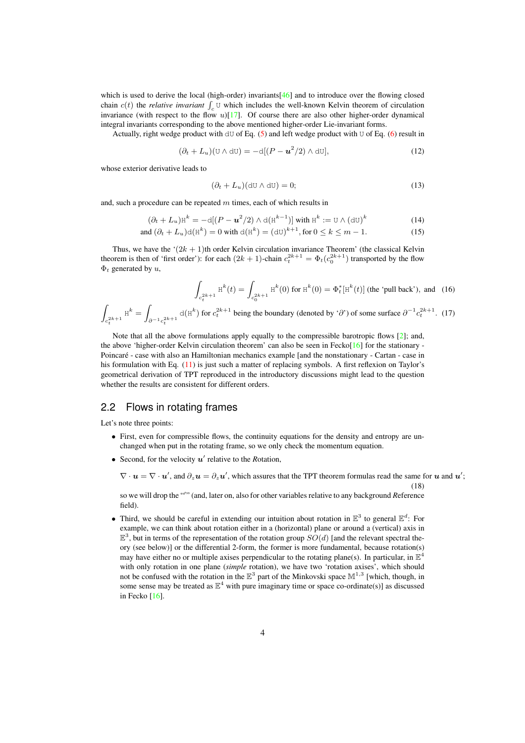which is used to derive the local (high-order) invariants[46] and to introduce over the flowing closed chain $c(t)$ the *relative invariant* $\int_c \mathtt{U}$ which includes the well-known Kelvin theorem of circulation invariance (with respect to the flow $u$)[17]. Of course there are also other higher-order dynamical integral invariants corresponding to the above mentioned higher-order Lie-invariant forms.

Actually, right wedge product with $\mathtt{dU}$ of Eq. (5) and left wedge product with $\mathtt{U}$ of Eq. (6) result in

$$(\partial_t + L_u)(\mathtt{U} \wedge \mathtt{dU}) = -\mathtt{d}[(P - \boldsymbol{u}^2/2) \wedge \mathtt{dU}], \tag{12}$$

whose exterior derivative leads to

$$(\partial_t + L_u)(\mathtt{dU} \wedge \mathtt{dU}) = 0; \tag{13}$$

and, such a procedure can be repeated $m$ times, each of which results in

$$(\partial_t + L_u)\mathtt{H}^k = -\mathtt{d}[(P - \boldsymbol{u}^2/2) \wedge \mathtt{d}(\mathtt{H}^{k-1})] \text{ with } \mathtt{H}^k := \mathtt{U} \wedge (\mathtt{dU})^k \tag{14}$$

$$\text{and } (\partial_t + L_u)\mathtt{d}(\mathtt{H}^k) = 0 \text{ with } \mathtt{d}(\mathtt{H}^k) = (\mathtt{dU})^{k+1}, \text{ for } 0 \leq k \leq m-1. \tag{15}$$

Thus, we have the '$(2k+1)$th order Kelvin circulation invariance Theorem' (the classical Kelvin theorem is then of 'first order'): for each $(2k+1)$-chain $c_t^{2k+1} = \Phi_t(c_0^{2k+1})$ transported by the flow $\Phi_t$ generated by $u$,

$$\int_{c_t^{2k+1}} \mathtt{H}^k(t) = \int_{c_0^{2k+1}} \mathtt{H}^k(0) \text{ for } \mathtt{H}^k(0) = \Phi_t^*[\mathtt{H}^k(t)] \text{ (the 'pull back'), and} \tag{16}$$

$$\int_{c_t^{2k+1}} \mathtt{H}^k = \int_{\partial^{-1} c_t^{2k+1}} \mathtt{d}(\mathtt{H}^k) \text{ for } c_t^{2k+1} \text{ being the boundary (denoted by '}\partial\text{') of some surface } \partial^{-1} c_t^{2k+1}. \tag{17}$$

Note that all the above formulations apply equally to the compressible barotropic flows [2]; and, the above 'higher-order Kelvin circulation theorem' can also be seen in Fecko[16] for the stationary - Poincaré - case with also an Hamiltonian mechanics example [and the nonstationary - Cartan - case in his formulation with Eq. (11) is just such a matter of replacing symbols. A first reflexion on Taylor's geometrical derivation of TPT reproduced in the introductory discussions might lead to the question whether the results are consistent for different orders.

## 2.2 Flows in rotating frames

Let's note three points:

- First, even for compressible flows, the continuity equations for the density and entropy are unchanged when put in the rotating frame, so we only check the momentum equation.
- Second, for the velocity $\boldsymbol{u}'$ relative to the *R*otation,

  $$\nabla \cdot \boldsymbol{u} = \nabla \cdot \boldsymbol{u}', \text{ and } \partial_z \boldsymbol{u} = \partial_z \boldsymbol{u}', \text{ which assures that the TPT theorem formulas read the same for } \boldsymbol{u} \text{ and } \boldsymbol{u}'; \tag{18}$$

  so we will drop the "′" (and, later on, also for other variables relative to any background *R*eference field).
- Third, we should be careful in extending our intuition about rotation in $\mathbb{E}^3$ to general $\mathbb{E}^d$: For example, we can think about rotation either in a (horizontal) plane or around a (vertical) axis in $\mathbb{E}^3$, but in terms of the representation of the rotation group $SO(d)$ [and the relevant spectral theory (see below)] or the differential 2-form, the former is more fundamental, because rotation(s) may have either no or multiple axises perpendicular to the rotating plane(s). In particular, in $\mathbb{E}^4$ with only rotation in one plane (*simple* rotation), we have two 'rotation axises', which should not be confused with the rotation in the $\mathbb{E}^3$ part of the Minkowski space $\mathbb{M}^{1,3}$ [which, though, in some sense may be treated as $\mathbb{E}^4$ with pure imaginary time or space co-ordinate(s)] as discussed in Fecko [16].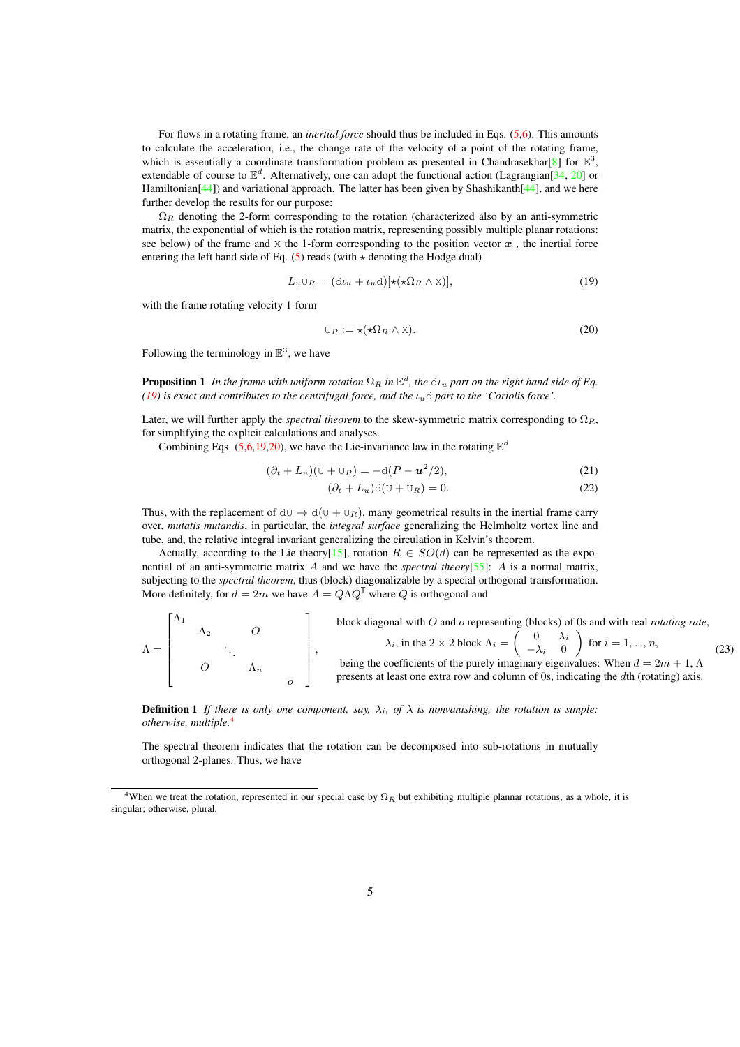For flows in a rotating frame, an *inertial force* should thus be included in Eqs. (5,6). This amounts to calculate the acceleration, i.e., the change rate of the velocity of a point of the rotating frame, which is essentially a coordinate transformation problem as presented in Chandrasekhar[8] for $\mathbb{E}^3$, extendable of course to $\mathbb{E}^d$. Alternatively, one can adopt the functional action (Lagrangian[34, 20] or Hamiltonian[44]) and variational approach. The latter has been given by Shashikanth[44], and we here further develop the results for our purpose:

$\Omega_R$ denoting the 2-form corresponding to the rotation (characterized also by an anti-symmetric matrix, the exponential of which is the rotation matrix, representing possibly multiple planar rotations: see below) of the frame and $\mathtt{X}$ the 1-form corresponding to the position vector $\boldsymbol{x}$ , the inertial force entering the left hand side of Eq. (5) reads (with $\star$ denoting the Hodge dual)

$$L_u \mathtt{U}_R = (\mathtt{d}\iota_u + \iota_u \mathtt{d})[\star(\star\Omega_R \wedge \mathtt{X})], \tag{19}$$

with the frame rotating velocity 1-form

$$\mathtt{U}_R := \star(\star\Omega_R \wedge \mathtt{X}). \tag{20}$$

Following the terminology in $\mathbb{E}^3$, we have

**Proposition 1** *In the frame with uniform rotation $\Omega_R$ in $\mathbb{E}^d$, the $\mathtt{d}\iota_u$ part on the right hand side of Eq. (19) is exact and contributes to the centrifugal force, and the $\iota_u \mathtt{d}$ part to the 'Coriolis force'.*

Later, we will further apply the *spectral theorem* to the skew-symmetric matrix corresponding to $\Omega_R$, for simplifying the explicit calculations and analyses.

Combining Eqs. (5,6,19,20), we have the Lie-invariance law in the rotating $\mathbb{E}^d$

$$(\partial_t + L_u)(\mathtt{U} + \mathtt{U}_R) = -\mathtt{d}(P - \boldsymbol{u}^2/2), \tag{21}$$

$$(\partial_t + L_u)\mathtt{d}(\mathtt{U} + \mathtt{U}_R) = 0. \tag{22}$$

Thus, with the replacement of $\mathtt{dU} \to \mathtt{d}(\mathtt{U} + \mathtt{U}_R)$, many geometrical results in the inertial frame carry over, *mutatis mutandis*, in particular, the *integral surface* generalizing the Helmholtz vortex line and tube, and, the relative integral invariant generalizing the circulation in Kelvin's theorem.

Actually, according to the Lie theory[15], rotation $R \in SO(d)$ can be represented as the exponential of an anti-symmetric matrix $A$ and we have the *spectral theory*[55]: $A$ is a normal matrix, subjecting to the *spectral theorem*, thus (block) diagonalizable by a special orthogonal transformation. More definitely, for $d = 2m$ we have $A = Q\Lambda Q^\intercal$ where $Q$ is orthogonal and

$$\Lambda = \begin{bmatrix} \Lambda_1 & & & & \\ & \Lambda_2 & & O & \\ & & \ddots & & \\ & O & & \Lambda_n & \\ & & & & o \end{bmatrix}, \tag{23}$$

block diagonal with $O$ and $o$ representing (blocks) of 0s and with real *rotating rate*, $\lambda_i$, in the $2 \times 2$ block $\Lambda_i = \begin{pmatrix} 0 & \lambda_i \\ -\lambda_i & 0 \end{pmatrix}$ for $i = 1, ..., n$, being the coefficients of the purely imaginary eigenvalues: When $d = 2m + 1$, $\Lambda$ presents at least one extra row and column of 0s, indicating the $d$th (rotating) axis.

**Definition 1** *If there is only one component, say, $\lambda_i$, of $\lambda$ is nonvanishing, the rotation is simple; otherwise, multiple.*[4]

The spectral theorem indicates that the rotation can be decomposed into sub-rotations in mutually orthogonal 2-planes. Thus, we have

[4] When we treat the rotation, represented in our special case by $\Omega_R$ but exhibiting multiple plannar rotations, as a whole, it is singular; otherwise, plural.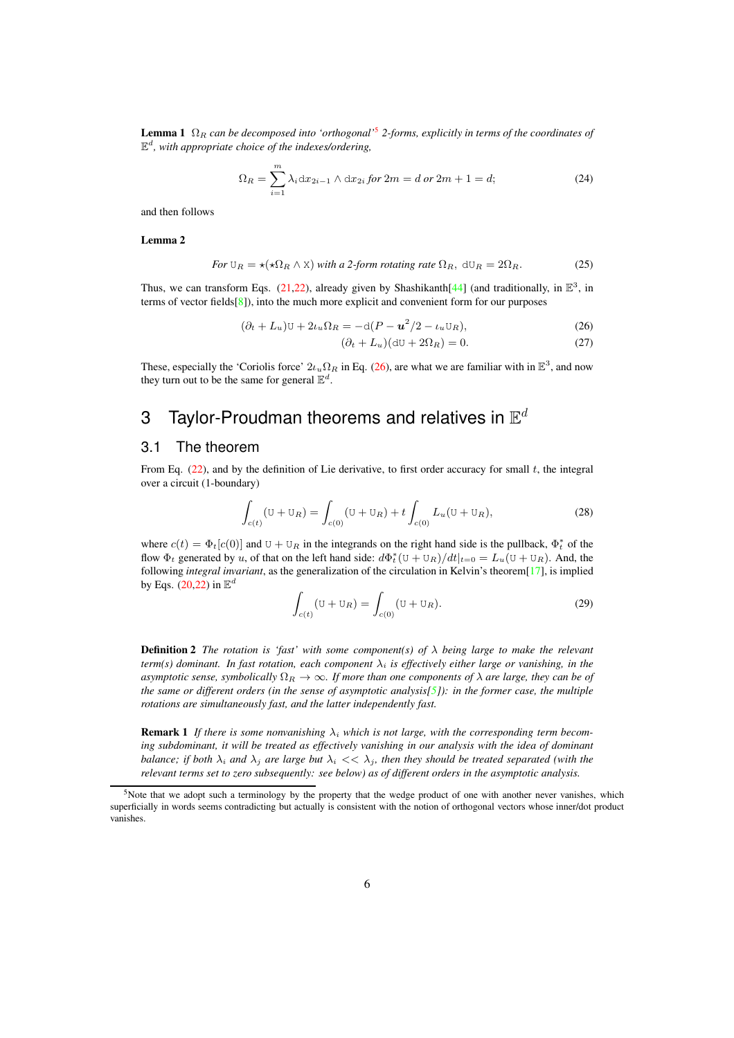**Lemma 1** *$\Omega_R$ can be decomposed into 'orthogonal'*[5] *2-forms, explicitly in terms of the coordinates of $\mathbb{E}^d$, with appropriate choice of the indexes/ordering,*

$$\Omega_R = \sum_{i=1}^{m} \lambda_i \mathrm{d}x_{2i-1} \wedge \mathrm{d}x_{2i} \text{ for } 2m = d \text{ or } 2m+1 = d; \tag{24}$$

and then follows

**Lemma 2**

$$\text{For } \mathtt{U}_R = \star(\star\Omega_R \wedge \mathtt{X}) \text{ with a 2-form rotating rate } \Omega_R,\ \mathrm{d}\mathtt{U}_R = 2\Omega_R. \tag{25}$$

Thus, we can transform Eqs. (21,22), already given by Shashikanth[44] (and traditionally, in $\mathbb{E}^3$, in terms of vector fields[8]), into the much more explicit and convenient form for our purposes

$$(\partial_t + L_u)\mathtt{U} + 2\iota_u\Omega_R = -\mathrm{d}(P - \boldsymbol{u}^2/2 - \iota_u \mathtt{U}_R), \tag{26}$$

$$(\partial_t + L_u)(\mathrm{d}\mathtt{U} + 2\Omega_R) = 0. \tag{27}$$

These, especially the 'Coriolis force' $2\iota_u\Omega_R$ in Eq. (26), are what we are familiar with in $\mathbb{E}^3$, and now they turn out to be the same for general $\mathbb{E}^d$.

# 3 Taylor-Proudman theorems and relatives in $\mathbb{E}^d$

## 3.1 The theorem

From Eq. (22), and by the definition of Lie derivative, to first order accuracy for small $t$, the integral over a circuit (1-boundary)

$$\int_{c(t)} (\mathtt{U} + \mathtt{U}_R) = \int_{c(0)} (\mathtt{U} + \mathtt{U}_R) + t \int_{c(0)} L_u(\mathtt{U} + \mathtt{U}_R), \tag{28}$$

where $c(t) = \Phi_t[c(0)]$ and $\mathtt{U} + \mathtt{U}_R$ in the integrands on the right hand side is the pullback, $\Phi_t^*$ of the flow $\Phi_t$ generated by $u$, of that on the left hand side: $d\Phi_t^*(\mathtt{U} + \mathtt{U}_R)/dt|_{t=0} = L_u(\mathtt{U} + \mathtt{U}_R)$. And, the following *integral invariant*, as the generalization of the circulation in Kelvin's theorem[17], is implied by Eqs. (20,22) in $\mathbb{E}^d$

$$\int_{c(t)} (\mathtt{U} + \mathtt{U}_R) = \int_{c(0)} (\mathtt{U} + \mathtt{U}_R). \tag{29}$$

**Definition 2** *The rotation is 'fast' with some component(s) of $\lambda$ being large to make the relevant term(s) dominant. In fast rotation, each component $\lambda_i$ is effectively either large or vanishing, in the asymptotic sense, symbolically $\Omega_R \to \infty$. If more than one components of $\lambda$ are large, they can be of the same or different orders (in the sense of asymptotic analysis[5]): in the former case, the multiple rotations are simultaneously fast, and the latter independently fast.*

**Remark 1** *If there is some nonvanishing $\lambda_i$ which is not large, with the corresponding term becoming subdominant, it will be treated as effectively vanishing in our analysis with the idea of dominant balance; if both $\lambda_i$ and $\lambda_j$ are large but $\lambda_i << \lambda_j$, then they should be treated separated (with the relevant terms set to zero subsequently: see below) as of different orders in the asymptotic analysis.*

---

[5] Note that we adopt such a terminology by the property that the wedge product of one with another never vanishes, which superficially in words seems contradicting but actually is consistent with the notion of orthogonal vectors whose inner/dot product vanishes.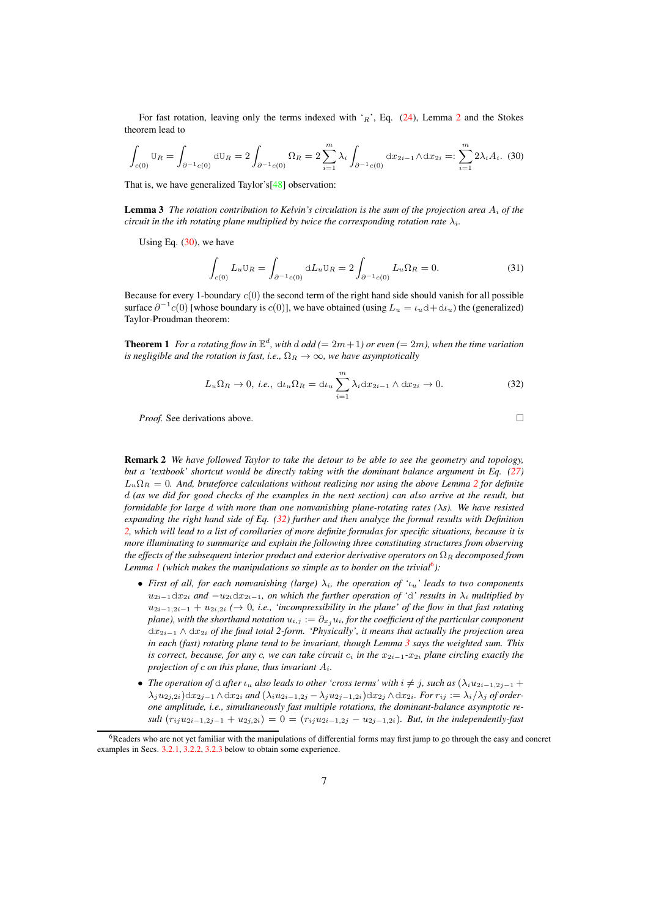For fast rotation, leaving only the terms indexed with '$_R$', Eq. (24), Lemma 2 and the Stokes theorem lead to

$$\int_{c(0)} \mathtt{U}_R = \int_{\partial^{-1}c(0)} \mathrm{d}\mathtt{U}_R = 2\int_{\partial^{-1}c(0)} \Omega_R = 2\sum_{i=1}^{m}\lambda_i \int_{\partial^{-1}c(0)} \mathrm{d}x_{2i-1}\wedge \mathrm{d}x_{2i} =: \sum_{i=1}^{m} 2\lambda_i A_i. \quad (30)$$

That is, we have generalized Taylor's[48] observation:

**Lemma 3** *The rotation contribution to Kelvin's circulation is the sum of the projection area $A_i$ of the circuit in the ith rotating plane multiplied by twice the corresponding rotation rate $\lambda_i$.*

Using Eq. (30), we have

$$\int_{c(0)} L_u \mathtt{U}_R = \int_{\partial^{-1}c(0)} \mathrm{d}L_u \mathtt{U}_R = 2\int_{\partial^{-1}c(0)} L_u \Omega_R = 0. \quad (31)$$

Because for every 1-boundary $c(0)$ the second term of the right hand side should vanish for all possible surface $\partial^{-1}c(0)$ [whose boundary is $c(0)$], we have obtained (using $L_u = \iota_u \mathrm{d} + \mathrm{d}\iota_u$) the (generalized) Taylor-Proudman theorem:

**Theorem 1** *For a rotating flow in $\mathbb{E}^d$, with $d$ odd ($= 2m+1$) or even ($= 2m$), when the time variation is negligible and the rotation is fast, i.e., $\Omega_R \to \infty$, we have asymptotically*

$$L_u \Omega_R \to 0, \text{ i.e., } \mathrm{d}\iota_u \Omega_R = \mathrm{d}\iota_u \sum_{i=1}^{m} \lambda_i \mathrm{d}x_{2i-1}\wedge \mathrm{d}x_{2i} \to 0. \quad (32)$$

*Proof.* See derivations above. □

**Remark 2** *We have followed Taylor to take the detour to be able to see the geometry and topology, but a 'textbook' shortcut would be directly taking with the dominant balance argument in Eq. (27) $L_u\Omega_R = 0$. And, bruteforce calculations without realizing nor using the above Lemma 2 for definite $d$ (as we did for good checks of the examples in the next section) can also arrive at the result, but formidable for large $d$ with more than one nonvanishing plane-rotating rates ($\lambda$s). We have resisted expanding the right hand side of Eq. (32) further and then analyze the formal results with Definition 2, which will lead to a list of corollaries of more definite formulas for specific situations, because it is more illuminating to summarize and explain the following three constituting structures from observing the effects of the subsequent interior product and exterior derivative operators on $\Omega_R$ decomposed from Lemma 1 (which makes the manipulations so simple as to border on the trivial[6]):*

- *First of all, for each nonvanishing (large) $\lambda_i$, the operation of '$\iota_u$' leads to two components $u_{2i-1}\mathrm{d}x_{2i}$ and $-u_{2i}\mathrm{d}x_{2i-1}$, on which the further operation of '$\mathrm{d}$' results in $\lambda_i$ multiplied by $u_{2i-1,2i-1} + u_{2i,2i}$ ($\to 0$, i.e., 'incompressibility in the plane' of the flow in that fast rotating plane), with the shorthand notation $u_{i,j} := \partial_{x_j} u_i$, for the coefficient of the particular component $\mathrm{d}x_{2i-1}\wedge \mathrm{d}x_{2i}$ of the final total 2-form. 'Physically', it means that actually the projection area in each (fast) rotating plane tend to be invariant, though Lemma 3 says the weighted sum. This is correct, because, for any $c$, we can take circuit $c_i$ in the $x_{2i-1}$-$x_{2i}$ plane circling exactly the projection of $c$ on this plane, thus invariant $A_i$.*
- *The operation of $\mathrm{d}$ after $\iota_u$ also leads to other 'cross terms' with $i \neq j$, such as $(\lambda_i u_{2i-1,2j-1} + \lambda_j u_{2j,2i})\mathrm{d}x_{2j-1}\wedge \mathrm{d}x_{2i}$ and $(\lambda_i u_{2i-1,2j} - \lambda_j u_{2j-1,2i})\mathrm{d}x_{2j}\wedge \mathrm{d}x_{2i}$. For $r_{ij} := \lambda_i/\lambda_j$ of order-one amplitude, i.e., simultaneously fast multiple rotations, the dominant-balance asymptotic result $(r_{ij}u_{2i-1,2j-1} + u_{2j,2i}) = 0 = (r_{ij}u_{2i-1,2j} - u_{2j-1,2i})$. But, in the independently-fast*

[6] Readers who are not yet familiar with the manipulations of differential forms may first jump to go through the easy and concret examples in Secs. 3.2.1, 3.2.2, 3.2.3 below to obtain some experience.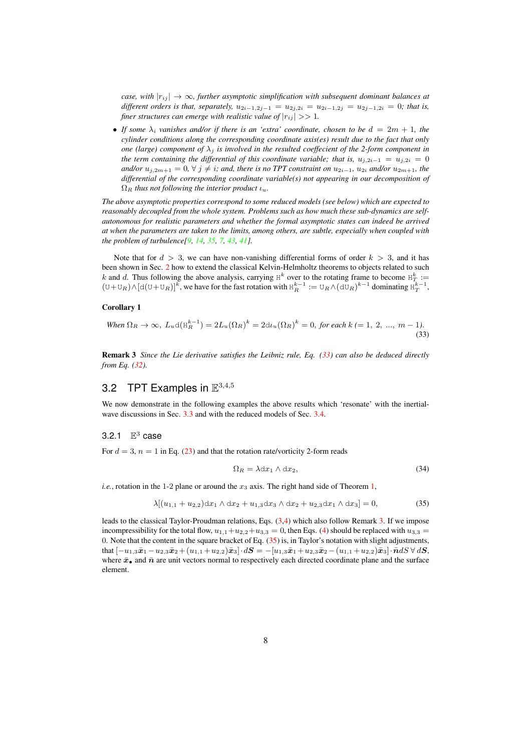*case, with $|r_{ij}| \to \infty$, further asymptotic simplification with subsequent dominant balances at different orders is that, separately, $u_{2i-1,2j-1} = u_{2j,2i} = u_{2i-1,2j} = u_{2j-1,2i} = 0$; that is, finer structures can emerge with realistic value of $|r_{ij}| >> 1$.*

- *If some $\lambda_i$ vanishes and/or if there is an 'extra' coordinate, chosen to be $d = 2m+1$, the cylinder conditions along the corresponding coordinate axis(es) result due to the fact that only one (large) component of $\lambda_j$ is involved in the resulted coeffecient of the 2-form component in the term containing the differential of this coordinate variable; that is, $u_{j,2i-1} = u_{j,2i} = 0$ and/or $u_{j,2m+1} = 0$, $\forall\ j \neq i$; and, there is no TPT constraint on $u_{2i-1}$, $u_{2i}$ and/or $u_{2m+1}$, the differential of the corresponding coordinate variable(s) not appearing in our decomposition of $\Omega_R$ thus not following the interior product $\iota_u$.*

*The above asymptotic properties correspond to some reduced models (see below) which are expected to reasonably decoupled from the whole system. Problems such as how much these sub-dynamics are self-autonomous for realistic parameters and whether the formal asymptotic states can indeed be arrived at when the parameters are taken to the limits, among others, are subtle, especially when coupled with the problem of turbulence[9, 14, 35, 7, 43, 41].*

Note that for $d > 3$, we can have non-vanishing differential forms of order $k > 3$, and it has been shown in Sec. 2 how to extend the classical Kelvin-Helmholtz theorems to objects related to such $k$ and $d$. Thus following the above analysis, carrying $\mathtt{H}^k$ over to the rotating frame to become $\mathtt{H}^k_T := (\mathtt{U}+\mathtt{U}_R)\wedge[\mathrm{d}(\mathtt{U}+\mathtt{U}_R)]^k$, we have for the fast rotation with $\mathtt{H}^{k-1}_R := \mathtt{U}_R\wedge(\mathrm{d}\mathtt{U}_R)^{k-1}$ dominating $\mathtt{H}^{k-1}_T$,

**Corollary 1**

$$\textit{When } \Omega_R \to \infty,\ L_u \mathrm{d}(\mathtt{H}^{k-1}_R) = 2L_u(\Omega_R)^k = 2\mathrm{d}\iota_u(\Omega_R)^k = 0, \textit{ for each } k\ (= 1,\ 2,\ ...,\ m-1). \tag{33}$$

**Remark 3** *Since the Lie derivative satisfies the Leibniz rule, Eq. (33) can also be deduced directly from Eq. (32).*

## 3.2 TPT Examples in $\mathbb{E}^{3,4,5}$

We now demonstrate in the following examples the above results which 'resonate' with the inertial-wave discussions in Sec. 3.3 and with the reduced models of Sec. 3.4.

### 3.2.1 $\mathbb{E}^3$ case

For $d = 3$, $n = 1$ in Eq. (23) and that the rotation rate/vorticity 2-form reads

$$\Omega_R = \lambda \mathrm{d}x_1 \wedge \mathrm{d}x_2, \tag{34}$$

*i.e.*, rotation in the 1-2 plane or around the $x_3$ axis. The right hand side of Theorem 1,

$$\lambda[(u_{1,1} + u_{2,2})\mathrm{d}x_1 \wedge \mathrm{d}x_2 + u_{1,3}\mathrm{d}x_3 \wedge \mathrm{d}x_2 + u_{2,3}\mathrm{d}x_1 \wedge \mathrm{d}x_3] = 0, \tag{35}$$

leads to the classical Taylor-Proudman relations, Eqs. (3,4) which also follow Remark 3. If we impose incompressibility for the total flow, $u_{1,1}+u_{2,2}+u_{3,3} = 0$, then Eqs. (4) should be replaced with $u_{3,3} = 0$. Note that the content in the square bracket of Eq. (35) is, in Taylor's notation with slight adjustments, that $[-u_{1,3}\bar{\boldsymbol{x}}_1 - u_{2,3}\bar{\boldsymbol{x}}_2 + (u_{1,1}+u_{2,2})\bar{\boldsymbol{x}}_3]\cdot d\boldsymbol{S} = -[u_{1,3}\bar{\boldsymbol{x}}_1 + u_{2,3}\bar{\boldsymbol{x}}_2 - (u_{1,1}+u_{2,2})\bar{\boldsymbol{x}}_3]\cdot\bar{\boldsymbol{n}}dS\ \forall\ d\boldsymbol{S}$, where $\bar{\boldsymbol{x}}_\bullet$ and $\bar{\boldsymbol{n}}$ are unit vectors normal to respectively each directed coordinate plane and the surface element.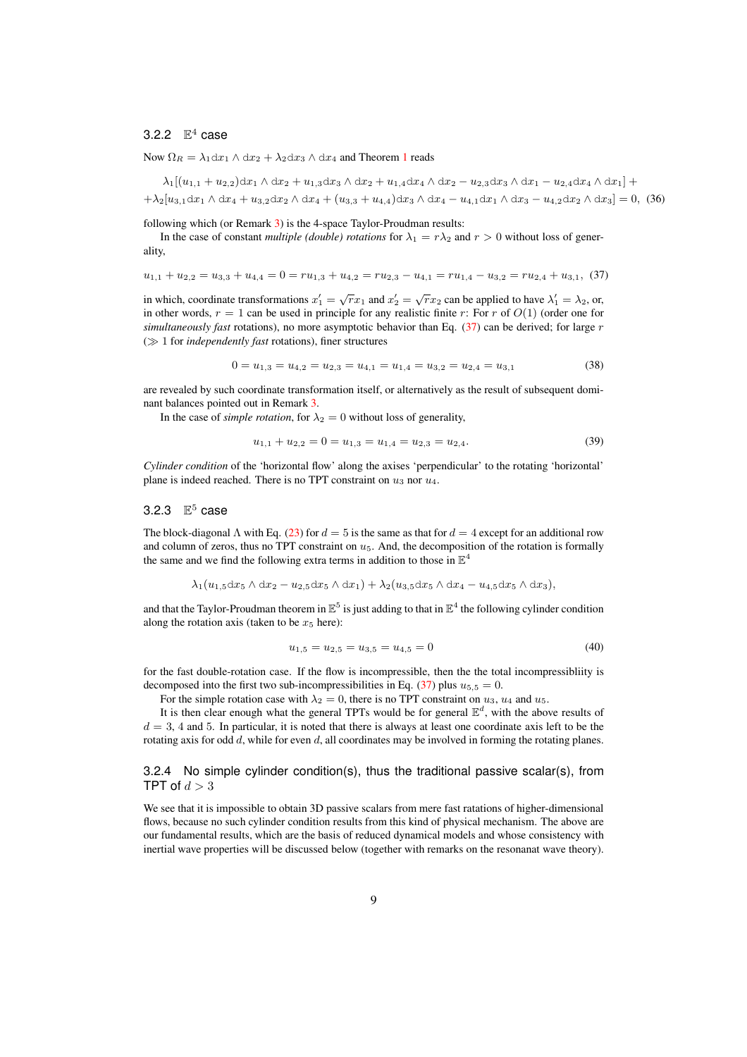### 3.2.2 $\mathbb{E}^4$ case

Now $\Omega_R = \lambda_1 \mathrm{d}x_1 \wedge \mathrm{d}x_2 + \lambda_2 \mathrm{d}x_3 \wedge \mathrm{d}x_4$ and Theorem 1 reads

$$\lambda_1[(u_{1,1}+u_{2,2})\mathrm{d}x_1 \wedge \mathrm{d}x_2 + u_{1,3}\mathrm{d}x_3 \wedge \mathrm{d}x_2 + u_{1,4}\mathrm{d}x_4 \wedge \mathrm{d}x_2 - u_{2,3}\mathrm{d}x_3 \wedge \mathrm{d}x_1 - u_{2,4}\mathrm{d}x_4 \wedge \mathrm{d}x_1] +$$
$$+\lambda_2[u_{3,1}\mathrm{d}x_1 \wedge \mathrm{d}x_4 + u_{3,2}\mathrm{d}x_2 \wedge \mathrm{d}x_4 + (u_{3,3}+u_{4,4})\mathrm{d}x_3 \wedge \mathrm{d}x_4 - u_{4,1}\mathrm{d}x_1 \wedge \mathrm{d}x_3 - u_{4,2}\mathrm{d}x_2 \wedge \mathrm{d}x_3] = 0, \quad (36)$$

following which (or Remark 3) is the 4-space Taylor-Proudman results:

In the case of constant *multiple (double) rotations* for $\lambda_1 = r\lambda_2$ and $r > 0$ without loss of generality,

$$u_{1,1}+u_{2,2} = u_{3,3}+u_{4,4} = 0 = ru_{1,3}+u_{4,2} = ru_{2,3}-u_{4,1} = ru_{1,4}-u_{3,2} = ru_{2,4}+u_{3,1}, \quad (37)$$

in which, coordinate transformations $x_1' = \sqrt{r}x_1$ and $x_2' = \sqrt{r}x_2$ can be applied to have $\lambda_1' = \lambda_2$, or, in other words, $r = 1$ can be used in principle for any realistic finite $r$: For $r$ of $O(1)$ (order one for *simultaneously fast* rotations), no more asymptotic behavior than Eq. (37) can be derived; for large $r$ ($\gg 1$ for *independently fast* rotations), finer structures

$$0 = u_{1,3} = u_{4,2} = u_{2,3} = u_{4,1} = u_{1,4} = u_{3,2} = u_{2,4} = u_{3,1} \quad (38)$$

are revealed by such coordinate transformation itself, or alternatively as the result of subsequent dominant balances pointed out in Remark 3.

In the case of *simple rotation*, for $\lambda_2 = 0$ without loss of generality,

$$u_{1,1}+u_{2,2} = 0 = u_{1,3} = u_{1,4} = u_{2,3} = u_{2,4}. \quad (39)$$

*Cylinder condition* of the 'horizontal flow' along the axises 'perpendicular' to the rotating 'horizontal' plane is indeed reached. There is no TPT constraint on $u_3$ nor $u_4$.

### 3.2.3 $\mathbb{E}^5$ case

The block-diagonal $\Lambda$ with Eq. (23) for $d = 5$ is the same as that for $d = 4$ except for an additional row and column of zeros, thus no TPT constraint on $u_5$. And, the decomposition of the rotation is formally the same and we find the following extra terms in addition to those in $\mathbb{E}^4$

$$\lambda_1(u_{1,5}\mathrm{d}x_5 \wedge \mathrm{d}x_2 - u_{2,5}\mathrm{d}x_5 \wedge \mathrm{d}x_1) + \lambda_2(u_{3,5}\mathrm{d}x_5 \wedge \mathrm{d}x_4 - u_{4,5}\mathrm{d}x_5 \wedge \mathrm{d}x_3),$$

and that the Taylor-Proudman theorem in $\mathbb{E}^5$ is just adding to that in $\mathbb{E}^4$ the following cylinder condition along the rotation axis (taken to be $x_5$ here):

$$u_{1,5} = u_{2,5} = u_{3,5} = u_{4,5} = 0 \quad (40)$$

for the fast double-rotation case. If the flow is incompressible, then the the total incompressibliity is decomposed into the first two sub-incompressibilities in Eq. (37) plus $u_{5,5} = 0$.

For the simple rotation case with $\lambda_2 = 0$, there is no TPT constraint on $u_3$, $u_4$ and $u_5$.

It is then clear enough what the general TPTs would be for general $\mathbb{E}^d$, with the above results of $d = 3$, $4$ and $5$. In particular, it is noted that there is always at least one coordinate axis left to be the rotating axis for odd $d$, while for even $d$, all coordinates may be involved in forming the rotating planes.

### 3.2.4 No simple cylinder condition(s), thus the traditional passive scalar(s), from TPT of $d > 3$

We see that it is impossible to obtain 3D passive scalars from mere fast ratations of higher-dimensional flows, because no such cylinder condition results from this kind of physical mechanism. The above are our fundamental results, which are the basis of reduced dynamical models and whose consistency with inertial wave properties will be discussed below (together with remarks on the resonanat wave theory).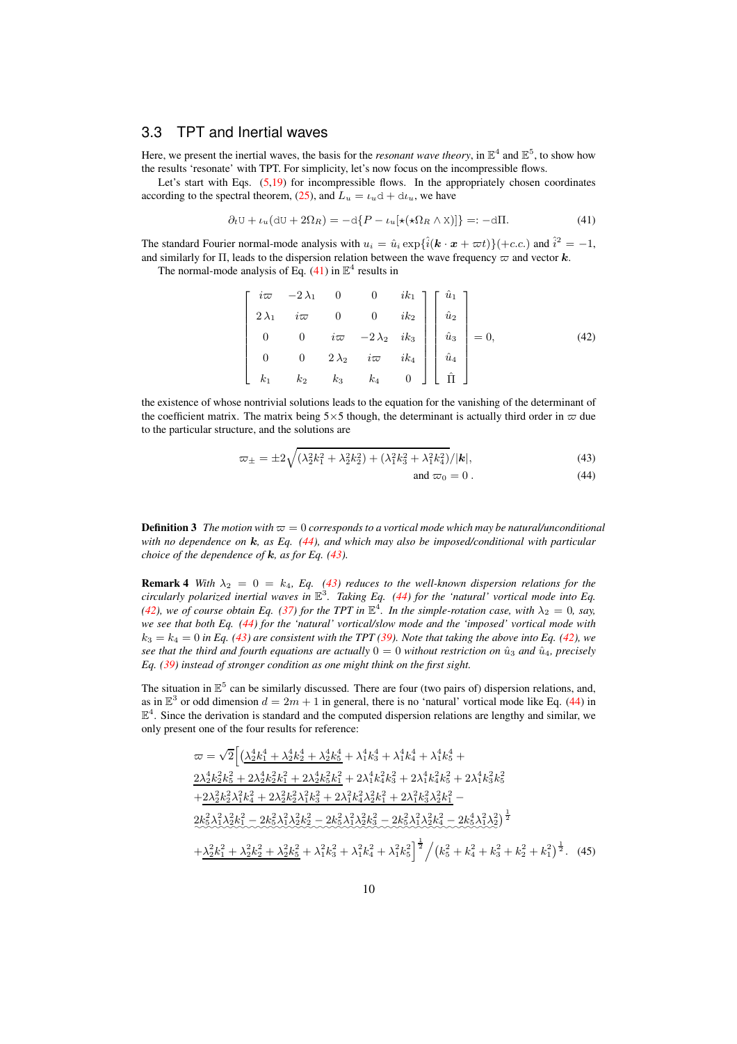### 3.3 TPT and Inertial waves

Here, we present the inertial waves, the basis for the *resonant wave theory*, in $\mathbb{E}^4$ and $\mathbb{E}^5$, to show how the results 'resonate' with TPT. For simplicity, let's now focus on the incompressible flows.

Let's start with Eqs. (5,19) for incompressible flows. In the appropriately chosen coordinates according to the spectral theorem, (25), and $L_u = \iota_u \mathrm{d} + \mathrm{d}\iota_u$, we have

$$\partial_t \mathtt{U} + \iota_u(\mathrm{d}\mathtt{U} + 2\Omega_R) = -\mathrm{d}\{P - \iota_u[\star(\star\Omega_R \wedge \mathtt{X})]\} =: -\mathrm{d}\Pi. \tag{41}$$

The standard Fourier normal-mode analysis with $u_i = \hat{u}_i \exp\{\hat{i}(\boldsymbol{k}\cdot\boldsymbol{x} + \varpi t)\}(+c.c.)$ and $\hat{i}^2 = -1$, and similarly for $\Pi$, leads to the dispersion relation between the wave frequency $\varpi$ and vector $\boldsymbol{k}$.

The normal-mode analysis of Eq. (41) in $\mathbb{E}^4$ results in

$$\begin{bmatrix} i\varpi & -2\lambda_1 & 0 & 0 & ik_1 \\ 2\lambda_1 & i\varpi & 0 & 0 & ik_2 \\ 0 & 0 & i\varpi & -2\lambda_2 & ik_3 \\ 0 & 0 & 2\lambda_2 & i\varpi & ik_4 \\ k_1 & k_2 & k_3 & k_4 & 0 \end{bmatrix} \begin{bmatrix} \hat{u}_1 \\ \hat{u}_2 \\ \hat{u}_3 \\ \hat{u}_4 \\ \hat{\Pi} \end{bmatrix} = 0, \tag{42}$$

the existence of whose nontrivial solutions leads to the equation for the vanishing of the determinant of the coefficient matrix. The matrix being $5\times 5$ though, the determinant is actually third order in $\varpi$ due to the particular structure, and the solutions are

$$\varpi_{\pm} = \pm 2\sqrt{(\lambda_2^2 k_1^2 + \lambda_2^2 k_2^2) + (\lambda_1^2 k_3^2 + \lambda_1^2 k_4^2)}/|\boldsymbol{k}|, \tag{43}$$

$$\text{and } \varpi_0 = 0\,. \tag{44}$$

**Definition 3** *The motion with $\varpi = 0$ corresponds to a vortical mode which may be natural/unconditional with no dependence on $\boldsymbol{k}$, as Eq. (44), and which may also be imposed/conditional with particular choice of the dependence of $\boldsymbol{k}$, as for Eq. (43).*

**Remark 4** *With $\lambda_2 = 0 = k_4$, Eq. (43) reduces to the well-known dispersion relations for the circularly polarized inertial waves in $\mathbb{E}^3$. Taking Eq. (44) for the 'natural' vortical mode into Eq. (42), we of course obtain Eq. (37) for the TPT in $\mathbb{E}^4$. In the simple-rotation case, with $\lambda_2 = 0$, say, we see that both Eq. (44) for the 'natural' vortical/slow mode and the 'imposed' vortical mode with $k_3 = k_4 = 0$ in Eq. (43) are consistent with the TPT (39). Note that taking the above into Eq. (42), we see that the third and fourth equations are actually $0 = 0$ without restriction on $\hat{u}_3$ and $\hat{u}_4$, precisely Eq. (39) instead of stronger condition as one might think on the first sight.*

The situation in $\mathbb{E}^5$ can be similarly discussed. There are four (two pairs of) dispersion relations, and, as in $\mathbb{E}^3$ or odd dimension $d = 2m+1$ in general, there is no 'natural' vortical mode like Eq. (44) in $\mathbb{E}^4$. Since the derivation is standard and the computed dispersion relations are lengthy and similar, we only present one of the four results for reference:

$$\begin{aligned}\varpi = \sqrt{2}\Big[&\big(\underline{\lambda_2^4 k_1^4 + \lambda_2^4 k_2^4 + \lambda_2^4 k_5^4} + \lambda_1^4 k_3^4 + \lambda_1^4 k_4^4 + \lambda_1^4 k_5^4 + \\ &\underline{2\lambda_2^4 k_2^2 k_5^2 + 2\lambda_2^4 k_2^2 k_1^2 + 2\lambda_2^4 k_5^2 k_1^2} + 2\lambda_1^4 k_4^2 k_3^2 + 2\lambda_1^4 k_4^2 k_5^2 + 2\lambda_1^4 k_3^2 k_5^2 \\ &+ \underline{2\lambda_2^2 k_2^2 \lambda_1^2 k_4^2 + 2\lambda_2^2 k_2^2 \lambda_1^2 k_3^2 + 2\lambda_1^2 k_4^2 \lambda_2^2 k_1^2 + 2\lambda_1^2 k_3^2 \lambda_2^2 k_1^2} - \\ &\underset{\sim\sim}{2k_5^2\lambda_1^2\lambda_2^2 k_1^2 - 2k_5^2\lambda_1^2\lambda_2^2 k_2^2 - 2k_5^2\lambda_1^2\lambda_2^2 k_3^2 - 2k_5^2\lambda_1^2\lambda_2^2 k_4^2 - 2k_5^4\lambda_1^2\lambda_2^2}\big)^{\frac{1}{2}} \\ &+ \underline{\lambda_2^2 k_1^2 + \lambda_2^2 k_2^2 + \lambda_2^2 k_5^2} + \lambda_1^2 k_3^2 + \lambda_1^2 k_4^2 + \lambda_1^2 k_5^2\Big]^{\frac{1}{2}} \Big/ \big(k_5^2 + k_4^2 + k_3^2 + k_2^2 + k_1^2\big)^{\frac{1}{2}}.\end{aligned} \tag{45}$$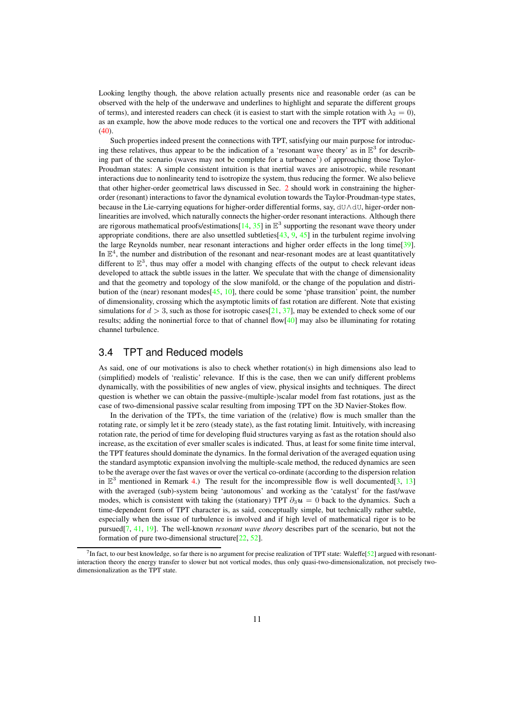Looking lengthy though, the above relation actually presents nice and reasonable order (as can be observed with the help of the underwave and underlines to highlight and separate the different groups of terms), and interested readers can check (it is easiest to start with the simple rotation with $\lambda_2 = 0$), as an example, how the above mode reduces to the vortical one and recovers the TPT with additional (40).

Such properties indeed present the connections with TPT, satisfying our main purpose for introducing these relatives, thus appear to be the indication of a 'resonant wave theory' as in $\mathbb{E}^3$ for describing part of the scenario (waves may not be complete for a turbuence[7]) of approaching those Taylor-Proudman states: A simple consistent intuition is that inertial waves are anisotropic, while resonant interactions due to nonlinearity tend to isotropize the system, thus reducing the former. We also believe that other higher-order geometrical laws discussed in Sec. 2 should work in constraining the higher-order (resonant) interactions to favor the dynamical evolution towards the Taylor-Proudman-type states, because in the Lie-carrying equations for higher-order differential forms, say, $\mathrm{dU} \wedge \mathrm{dU}$, higer-order nonlinearities are involved, which naturally connects the higher-order resonant interactions. Although there are rigorous mathematical proofs/estimations[14, 35] in $\mathbb{E}^3$ supporting the resonant wave theory under appropriate conditions, there are also unsettled subtleties[43, 9, 45] in the turbulent regime involving the large Reynolds number, near resonant interactions and higher order effects in the long time[39]. In $\mathbb{E}^4$, the number and distribution of the resonant and near-resonant modes are at least quantitatively different to $\mathbb{E}^3$, thus may offer a model with changing effects of the output to check relevant ideas developed to attack the subtle issues in the latter. We speculate that with the change of dimensionality and that the geometry and topology of the slow manifold, or the change of the population and distribution of the (near) resonant modes[45, 10], there could be some 'phase transition' point, the number of dimensionality, crossing which the asymptotic limits of fast rotation are different. Note that existing simulations for $d > 3$, such as those for isotropic cases[21, 37], may be extended to check some of our results; adding the noninertial force to that of channel flow[40] may also be illuminating for rotating channel turbulence.

## 3.4 TPT and Reduced models

As said, one of our motivations is also to check whether rotation(s) in high dimensions also lead to (simplified) models of 'realistic' relevance. If this is the case, then we can unify different problems dynamically, with the possibilities of new angles of view, physical insights and techniques. The direct question is whether we can obtain the passive-(multiple-)scalar model from fast rotations, just as the case of two-dimensional passive scalar resulting from imposing TPT on the 3D Navier-Stokes flow.

In the derivation of the TPTs, the time variation of the (relative) flow is much smaller than the rotating rate, or simply let it be zero (steady state), as the fast rotating limit. Intuitively, with increasing rotation rate, the period of time for developing fluid structures varying as fast as the rotation should also increase, as the excitation of ever smaller scales is indicated. Thus, at least for some finite time interval, the TPT features should dominate the dynamics. In the formal derivation of the averaged equation using the standard asymptotic expansion involving the multiple-scale method, the reduced dynamics are seen to be the average over the fast waves or over the vertical co-ordinate (according to the dispersion relation in $\mathbb{E}^3$ mentioned in Remark 4.) The result for the incompressible flow is well documented[3, 13] with the averaged (sub)-system being 'autonomous' and working as the 'catalyst' for the fast/wave modes, which is consistent with taking the (stationary) TPT $\partial_3 \boldsymbol{u} = 0$ back to the dynamics. Such a time-dependent form of TPT character is, as said, conceptually simple, but technically rather subtle, especially when the issue of turbulence is involved and if high level of mathematical rigor is to be pursued[7, 41, 19]. The well-known *resonant wave theory* describes part of the scenario, but not the formation of pure two-dimensional structure[22, 52].

[7] In fact, to our best knowledge, so far there is no argument for precise realization of TPT state: Waleffe[52] argued with resonant-interaction theory the energy transfer to slower but not vortical modes, thus only quasi-two-dimensionalization, not precisely two-dimensionalization as the TPT state.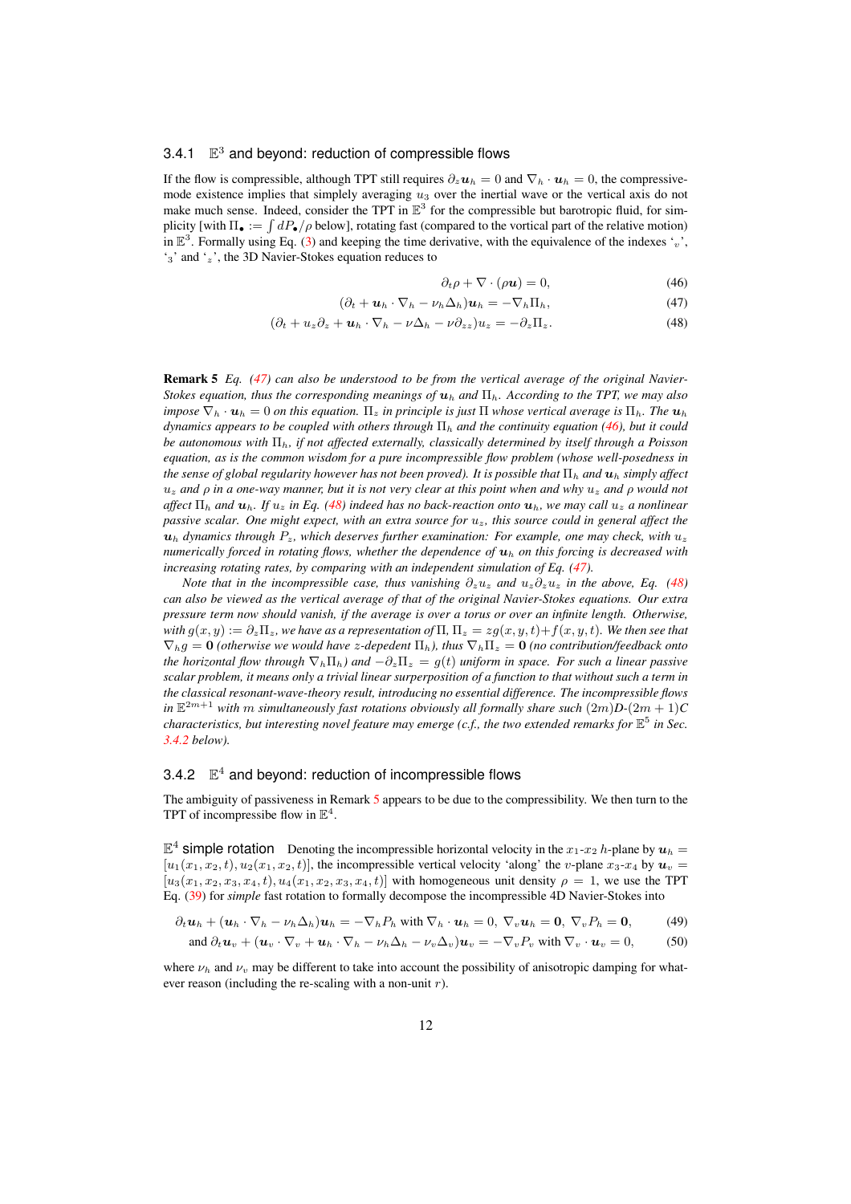### 3.4.1 $\mathbb{E}^3$ and beyond: reduction of compressible flows

If the flow is compressible, although TPT still requires $\partial_z \boldsymbol{u}_h = 0$ and $\nabla_h \cdot \boldsymbol{u}_h = 0$, the compressive-mode existence implies that simplely averaging $u_3$ over the inertial wave or the vertical axis do not make much sense. Indeed, consider the TPT in $\mathbb{E}^3$ for the compressible but barotropic fluid, for simplicity [with $\Pi_\bullet := \int dP_\bullet/\rho$ below], rotating fast (compared to the vortical part of the relative motion) in $\mathbb{E}^3$. Formally using Eq. (3) and keeping the time derivative, with the equivalence of the indexes '$_v$', '$_3$' and '$_z$', the 3D Navier-Stokes equation reduces to

$$\partial_t \rho + \nabla \cdot (\rho \boldsymbol{u}) = 0, \tag{46}$$

$$(\partial_t + \boldsymbol{u}_h \cdot \nabla_h - \nu_h \Delta_h) \boldsymbol{u}_h = -\nabla_h \Pi_h, \tag{47}$$

$$(\partial_t + u_z \partial_z + \boldsymbol{u}_h \cdot \nabla_h - \nu \Delta_h - \nu \partial_{zz}) u_z = -\partial_z \Pi_z. \tag{48}$$

**Remark 5** *Eq. (47) can also be understood to be from the vertical average of the original Navier-Stokes equation, thus the corresponding meanings of $\boldsymbol{u}_h$ and $\Pi_h$. According to the TPT, we may also impose $\nabla_h \cdot \boldsymbol{u}_h = 0$ on this equation. $\Pi_z$ in principle is just $\Pi$ whose vertical average is $\Pi_h$. The $\boldsymbol{u}_h$ dynamics appears to be coupled with others through $\Pi_h$ and the continuity equation (46), but it could be autonomous with $\Pi_h$, if not affected externally, classically determined by itself through a Poisson equation, as is the common wisdom for a pure incompressible flow problem (whose well-posedness in the sense of global regularity however has not been proved). It is possible that $\Pi_h$ and $\boldsymbol{u}_h$ simply affect $u_z$ and $\rho$ in a one-way manner, but it is not very clear at this point when and why $u_z$ and $\rho$ would not affect $\Pi_h$ and $\boldsymbol{u}_h$. If $u_z$ in Eq. (48) indeed has no back-reaction onto $\boldsymbol{u}_h$, we may call $u_z$ a nonlinear passive scalar. One might expect, with an extra source for $u_z$, this source could in general affect the $\boldsymbol{u}_h$ dynamics through $P_z$, which deserves further examination: For example, one may check, with $u_z$ numerically forced in rotating flows, whether the dependence of $\boldsymbol{u}_h$ on this forcing is decreased with increasing rotating rates, by comparing with an independent simulation of Eq. (47).*

*Note that in the incompressible case, thus vanishing $\partial_z u_z$ and $u_z \partial_z u_z$ in the above, Eq. (48) can also be viewed as the vertical average of that of the original Navier-Stokes equations. Our extra pressure term now should vanish, if the average is over a torus or over an infinite length. Otherwise, with $g(x, y) := \partial_z \Pi_z$, we have as a representation of $\Pi$, $\Pi_z = zg(x, y, t) + f(x, y, t)$. We then see that $\nabla_h g = \boldsymbol{0}$ (otherwise we would have $z$-depedent $\Pi_h$), thus $\nabla_h \Pi_z = \boldsymbol{0}$ (no contribution/feedback onto the horizontal flow through $\nabla_h \Pi_h$) and $-\partial_z \Pi_z = g(t)$ uniform in space. For such a linear passive scalar problem, it means only a trivial linear surperposition of a function to that without such a term in the classical resonant-wave-theory result, introducing no essential difference. The incompressible flows in $\mathbb{E}^{2m+1}$ with $m$ simultaneously fast rotations obviously all formally share such $(2m)\boldsymbol{D}$-$(2m+1)\boldsymbol{C}$ characteristics, but interesting novel feature may emerge (c.f., the two extended remarks for $\mathbb{E}^5$ in Sec. 3.4.2 below).*

### 3.4.2 $\mathbb{E}^4$ and beyond: reduction of incompressible flows

The ambiguity of passiveness in Remark 5 appears to be due to the compressibility. We then turn to the TPT of incompressibe flow in $\mathbb{E}^4$.

**$\mathbb{E}^4$ simple rotation** Denoting the incompressible horizontal velocity in the $x_1$-$x_2$ $h$-plane by $\boldsymbol{u}_h = [u_1(x_1, x_2, t), u_2(x_1, x_2, t)]$, the incompressible vertical velocity 'along' the $v$-plane $x_3$-$x_4$ by $\boldsymbol{u}_v = [u_3(x_1, x_2, x_3, x_4, t), u_4(x_1, x_2, x_3, x_4, t)]$ with homogeneous unit density $\rho = 1$, we use the TPT Eq. (39) for *simple* fast rotation to formally decompose the incompressible 4D Navier-Stokes into

$$\partial_t \boldsymbol{u}_h + (\boldsymbol{u}_h \cdot \nabla_h - \nu_h \Delta_h) \boldsymbol{u}_h = -\nabla_h P_h \text{ with } \nabla_h \cdot \boldsymbol{u}_h = 0,\ \nabla_v \boldsymbol{u}_h = \boldsymbol{0},\ \nabla_v P_h = \boldsymbol{0}, \tag{49}$$

$$\text{and } \partial_t \boldsymbol{u}_v + (\boldsymbol{u}_v \cdot \nabla_v + \boldsymbol{u}_h \cdot \nabla_h - \nu_h \Delta_h - \nu_v \Delta_v) \boldsymbol{u}_v = -\nabla_v P_v \text{ with } \nabla_v \cdot \boldsymbol{u}_v = 0, \tag{50}$$

where $\nu_h$ and $\nu_v$ may be different to take into account the possibility of anisotropic damping for whatever reason (including the re-scaling with a non-unit $r$).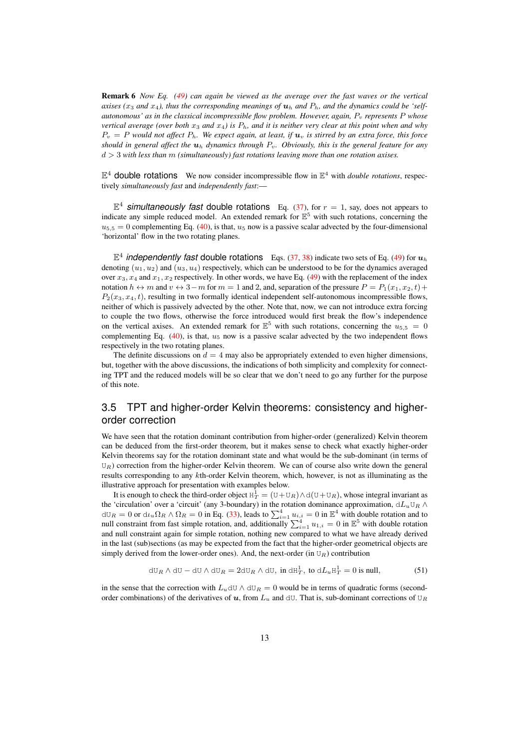**Remark 6** *Now Eq. (49) can again be viewed as the average over the fast waves or the vertical axises ($x_3$ and $x_4$), thus the corresponding meanings of $\boldsymbol{u}_h$ and $P_h$, and the dynamics could be 'self-autonomous' as in the classical incompressible flow problem. However, again, $P_v$ represents $P$ whose vertical average (over both $x_3$ and $x_4$) is $P_h$, and it is neither very clear at this point when and why $P_v = P$ would not affect $P_h$. We expect again, at least, if $\boldsymbol{u}_v$ is stirred by an extra force, this force should in general affect the $\boldsymbol{u}_h$ dynamics through $P_v$. Obviously, this is the general feature for any $d > 3$ with less than $m$ (simultaneously) fast rotations leaving more than one rotation axises.*

$\mathbb{E}^4$ double rotations We now consider incompressible flow in $\mathbb{E}^4$ with *double rotations*, respectively *simultaneously fast* and *independently fast*:—

$\mathbb{E}^4$ *simultaneously fast* double rotations Eq. (37), for $r = 1$, say, does not appears to indicate any simple reduced model. An extended remark for $\mathbb{E}^5$ with such rotations, concerning the $u_{5,5} = 0$ complementing Eq. (40), is that, $u_5$ now is a passive scalar advected by the four-dimensional 'horizontal' flow in the two rotating planes.

$\mathbb{E}^4$ *independently fast* double rotations Eqs. (37, 38) indicate two sets of Eq. (49) for $\boldsymbol{u}_h$ denoting $(u_1, u_2)$ and $(u_3, u_4)$ respectively, which can be understood to be for the dynamics averaged over $x_3, x_4$ and $x_1, x_2$ respectively. In other words, we have Eq. (49) with the replacement of the index notation $h \leftrightarrow m$ and $v \leftrightarrow 3 - m$ for $m = 1$ and 2, and, separation of the pressure $P = P_1(x_1, x_2, t) + P_2(x_3, x_4, t)$, resulting in two formally identical independent self-autonomous incompressible flows, neither of which is passively advected by the other. Note that, now, we can not introduce extra forcing to couple the two flows, otherwise the force introduced would first break the flow's independence on the vertical axises. An extended remark for $\mathbb{E}^5$ with such rotations, concerning the $u_{5,5} = 0$ complementing Eq. (40), is that, $u_5$ now is a passive scalar advected by the two independent flows respectively in the two rotating planes.

The definite discussions on $d = 4$ may also be appropriately extended to even higher dimensions, but, together with the above discussions, the indications of both simplicity and complexity for connecting TPT and the reduced models will be so clear that we don't need to go any further for the purpose of this note.

## 3.5 TPT and higher-order Kelvin theorems: consistency and higher-order correction

We have seen that the rotation dominant contribution from higher-order (generalized) Kelvin theorem can be deduced from the first-order theorem, but it makes sense to check what exactly higher-order Kelvin theorems say for the rotation dominant state and what would be the sub-dominant (in terms of $\mathtt{U}_R$) correction from the higher-order Kelvin theorem. We can of course also write down the general results corresponding to any $k$th-order Kelvin theorem, which, however, is not as illuminating as the illustrative approach for presentation with examples below.

It is enough to check the third-order object $\mathtt{H}^1_T = (\mathtt{U}+\mathtt{U}_R)\wedge \mathrm{d}(\mathtt{U}+\mathtt{U}_R)$, whose integral invariant as the 'circulation' over a 'circuit' (any 3-boundary) in the rotation dominance approximation, $\mathrm{d}L_u\mathtt{U}_R \wedge \mathrm{d}\mathtt{U}_R = 0$ or $\mathrm{d}\iota_u\Omega_R \wedge \Omega_R = 0$ in Eq. (33), leads to $\sum_{i=1}^4 u_{i,i} = 0$ in $\mathbb{E}^4$ with double rotation and to null constraint from fast simple rotation, and, additionally $\sum_{i=1}^4 u_{1,i} = 0$ in $\mathbb{E}^5$ with double rotation and null constraint again for simple rotation, nothing new compared to what we have already derived in the last (sub)sections (as may be expected from the fact that the higher-order geometrical objects are simply derived from the lower-order ones). And, the next-order (in $\mathtt{U}_R$) contribution

$$\mathrm{d}\mathtt{U}_R \wedge \mathrm{d}\mathtt{U} - \mathrm{d}\mathtt{U} \wedge \mathrm{d}\mathtt{U}_R = 2\mathrm{d}\mathtt{U}_R \wedge \mathrm{d}\mathtt{U}, \text{ in } \mathrm{d}\mathtt{H}^1_T, \text{ to } \mathrm{d}L_u\mathtt{H}^1_T = 0 \text{ is null,} \tag{51}$$

in the sense that the correction with $L_u\mathrm{d}\mathtt{U} \wedge \mathrm{d}\mathtt{U}_R = 0$ would be in terms of quadratic forms (second-order combinations) of the derivatives of $\boldsymbol{u}$, from $L_u$ and $\mathrm{d}\mathtt{U}$. That is, sub-dominant corrections of $\mathtt{U}_R$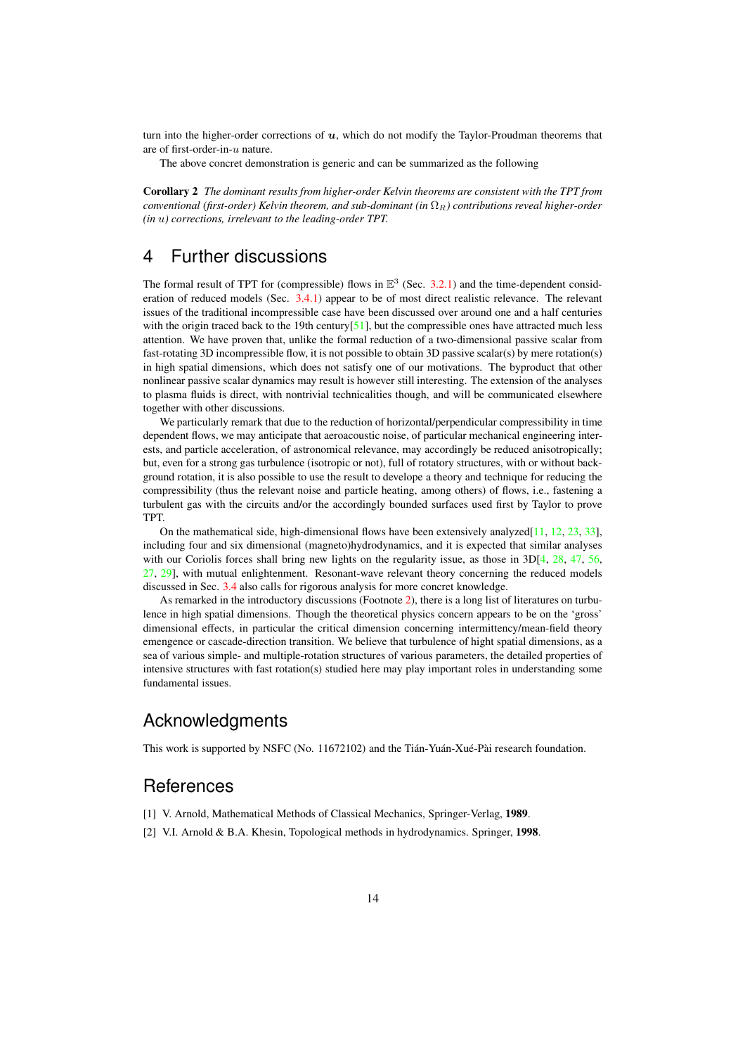turn into the higher-order corrections of $\boldsymbol{u}$, which do not modify the Taylor-Proudman theorems that are of first-order-in-$u$ nature.

The above concrete demonstration is generic and can be summarized as the following

**Corollary 2** *The dominant results from higher-order Kelvin theorems are consistent with the TPT from conventional (first-order) Kelvin theorem, and sub-dominant (in $\Omega_R$) contributions reveal higher-order (in $u$) corrections, irrelevant to the leading-order TPT.*

# 4 Further discussions

The formal result of TPT for (compressible) flows in $\mathbb{E}^3$ (Sec. 3.2.1) and the time-dependent consideration of reduced models (Sec. 3.4.1) appear to be of most direct realistic relevance. The relevant issues of the traditional incompressible case have been discussed over around one and a half centuries with the origin traced back to the 19th century[51], but the compressible ones have attracted much less attention. We have proven that, unlike the formal reduction of a two-dimensional passive scalar from fast-rotating 3D incompressible flow, it is not possible to obtain 3D passive scalar(s) by mere rotation(s) in high spatial dimensions, which does not satisfy one of our motivations. The byproduct that other nonlinear passive scalar dynamics may result is however still interesting. The extension of the analyses to plasma fluids is direct, with nontrivial technicalities though, and will be communicated elsewhere together with other discussions.

We particularly remark that due to the reduction of horizontal/perpendicular compressibility in time dependent flows, we may anticipate that aeroacoustic noise, of particular mechanical engineering interests, and particle acceleration, of astronomical relevance, may accordingly be reduced anisotropically; but, even for a strong gas turbulence (isotropic or not), full of rotatory structures, with or without background rotation, it is also possible to use the result to develope a theory and technique for reducing the compressibility (thus the relevant noise and particle heating, among others) of flows, i.e., fastening a turbulent gas with the circuits and/or the accordingly bounded surfaces used first by Taylor to prove TPT.

On the mathematical side, high-dimensional flows have been extensively analyzed[11, 12, 23, 33], including four and six dimensional (magneto)hydrodynamics, and it is expected that similar analyses with our Coriolis forces shall bring new lights on the regularity issue, as those in 3D[4, 28, 47, 56, 27, 29], with mutual enlightenment. Resonant-wave relevant theory concerning the reduced models discussed in Sec. 3.4 also calls for rigorous analysis for more concret knowledge.

As remarked in the introductory discussions (Footnote 2), there is a long list of literatures on turbulence in high spatial dimensions. Though the theoretical physics concern appears to be on the 'gross' dimensional effects, in particular the critical dimension concerning intermittency/mean-field theory emengence or cascade-direction transition. We believe that turbulence of hight spatial dimensions, as a sea of various simple- and multiple-rotation structures of various parameters, the detailed properties of intensive structures with fast rotation(s) studied here may play important roles in understanding some fundamental issues.

# Acknowledgments

This work is supported by NSFC (No. 11672102) and the Tián-Yuán-Xué-Pài research foundation.

# References

[1] V. Arnold, Mathematical Methods of Classical Mechanics, Springer-Verlag, **1989**.

[2] V.I. Arnold & B.A. Khesin, Topological methods in hydrodynamics. Springer, **1998**.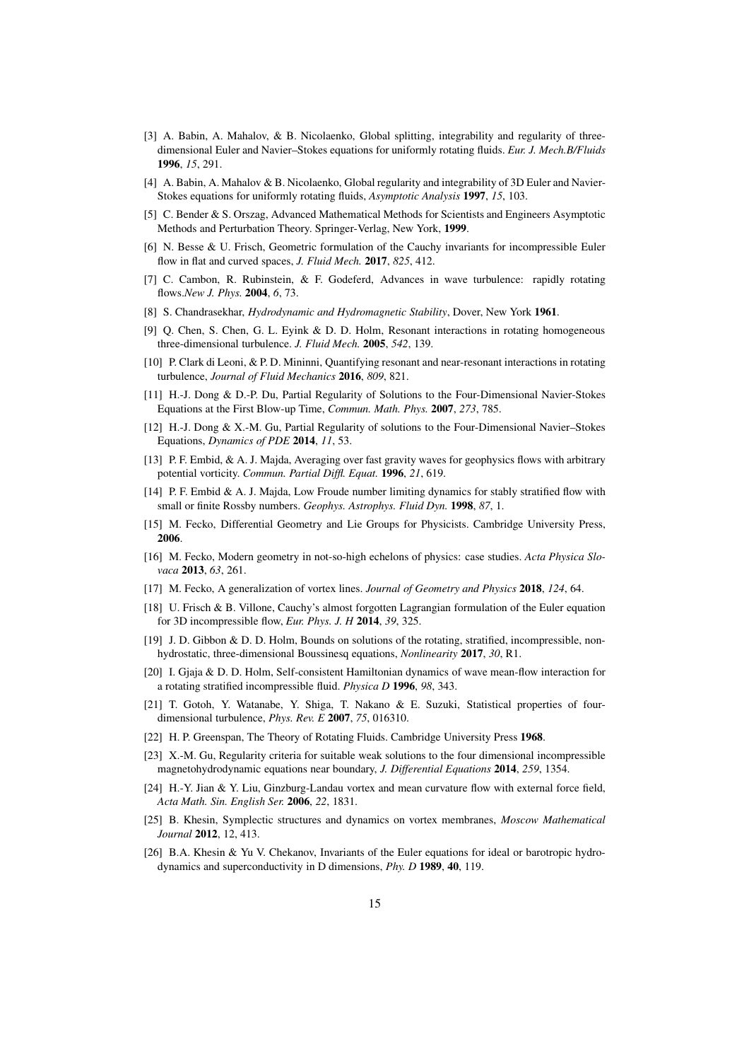[3] A. Babin, A. Mahalov, & B. Nicolaenko, Global splitting, integrability and regularity of three-dimensional Euler and Navier–Stokes equations for uniformly rotating fluids. *Eur. J. Mech.B/Fluids* **1996**, *15*, 291.

[4] A. Babin, A. Mahalov & B. Nicolaenko, Global regularity and integrability of 3D Euler and Navier-Stokes equations for uniformly rotating fluids, *Asymptotic Analysis* **1997**, *15*, 103.

[5] C. Bender & S. Orszag, Advanced Mathematical Methods for Scientists and Engineers Asymptotic Methods and Perturbation Theory. Springer-Verlag, New York, **1999**.

[6] N. Besse & U. Frisch, Geometric formulation of the Cauchy invariants for incompressible Euler flow in flat and curved spaces, *J. Fluid Mech.* **2017**, *825*, 412.

[7] C. Cambon, R. Rubinstein, & F. Godeferd, Advances in wave turbulence: rapidly rotating flows.*New J. Phys.* **2004**, *6*, 73.

[8] S. Chandrasekhar, *Hydrodynamic and Hydromagnetic Stability*, Dover, New York **1961**.

[9] Q. Chen, S. Chen, G. L. Eyink & D. D. Holm, Resonant interactions in rotating homogeneous three-dimensional turbulence. *J. Fluid Mech.* **2005**, *542*, 139.

[10] P. Clark di Leoni, & P. D. Mininni, Quantifying resonant and near-resonant interactions in rotating turbulence, *Journal of Fluid Mechanics* **2016**, *809*, 821.

[11] H.-J. Dong & D.-P. Du, Partial Regularity of Solutions to the Four-Dimensional Navier-Stokes Equations at the First Blow-up Time, *Commun. Math. Phys.* **2007**, *273*, 785.

[12] H.-J. Dong & X.-M. Gu, Partial Regularity of solutions to the Four-Dimensional Navier–Stokes Equations, *Dynamics of PDE* **2014**, *11*, 53.

[13] P. F. Embid, & A. J. Majda, Averaging over fast gravity waves for geophysics flows with arbitrary potential vorticity. *Commun. Partial Diffl. Equat.* **1996**, *21*, 619.

[14] P. F. Embid & A. J. Majda, Low Froude number limiting dynamics for stably stratified flow with small or finite Rossby numbers. *Geophys. Astrophys. Fluid Dyn.* **1998**, *87*, 1.

[15] M. Fecko, Differential Geometry and Lie Groups for Physicists. Cambridge University Press, **2006**.

[16] M. Fecko, Modern geometry in not-so-high echelons of physics: case studies. *Acta Physica Slovaca* **2013**, *63*, 261.

[17] M. Fecko, A generalization of vortex lines. *Journal of Geometry and Physics* **2018**, *124*, 64.

[18] U. Frisch & B. Villone, Cauchy's almost forgotten Lagrangian formulation of the Euler equation for 3D incompressible flow, *Eur. Phys. J. H* **2014**, *39*, 325.

[19] J. D. Gibbon & D. D. Holm, Bounds on solutions of the rotating, stratified, incompressible, non-hydrostatic, three-dimensional Boussinesq equations, *Nonlinearity* **2017**, *30*, R1.

[20] I. Gjaja & D. D. Holm, Self-consistent Hamiltonian dynamics of wave mean-flow interaction for a rotating stratified incompressible fluid. *Physica D* **1996**, *98*, 343.

[21] T. Gotoh, Y. Watanabe, Y. Shiga, T. Nakano & E. Suzuki, Statistical properties of four-dimensional turbulence, *Phys. Rev. E* **2007**, *75*, 016310.

[22] H. P. Greenspan, The Theory of Rotating Fluids. Cambridge University Press **1968**.

[23] X.-M. Gu, Regularity criteria for suitable weak solutions to the four dimensional incompressible magnetohydrodynamic equations near boundary, *J. Differential Equations* **2014**, *259*, 1354.

[24] H.-Y. Jian & Y. Liu, Ginzburg-Landau vortex and mean curvature flow with external force field, *Acta Math. Sin. English Ser.* **2006**, *22*, 1831.

[25] B. Khesin, Symplectic structures and dynamics on vortex membranes, *Moscow Mathematical Journal* **2012**, 12, 413.

[26] B.A. Khesin & Yu V. Chekanov, Invariants of the Euler equations for ideal or barotropic hydrodynamics and superconductivity in D dimensions, *Phy. D* **1989**, **40**, 119.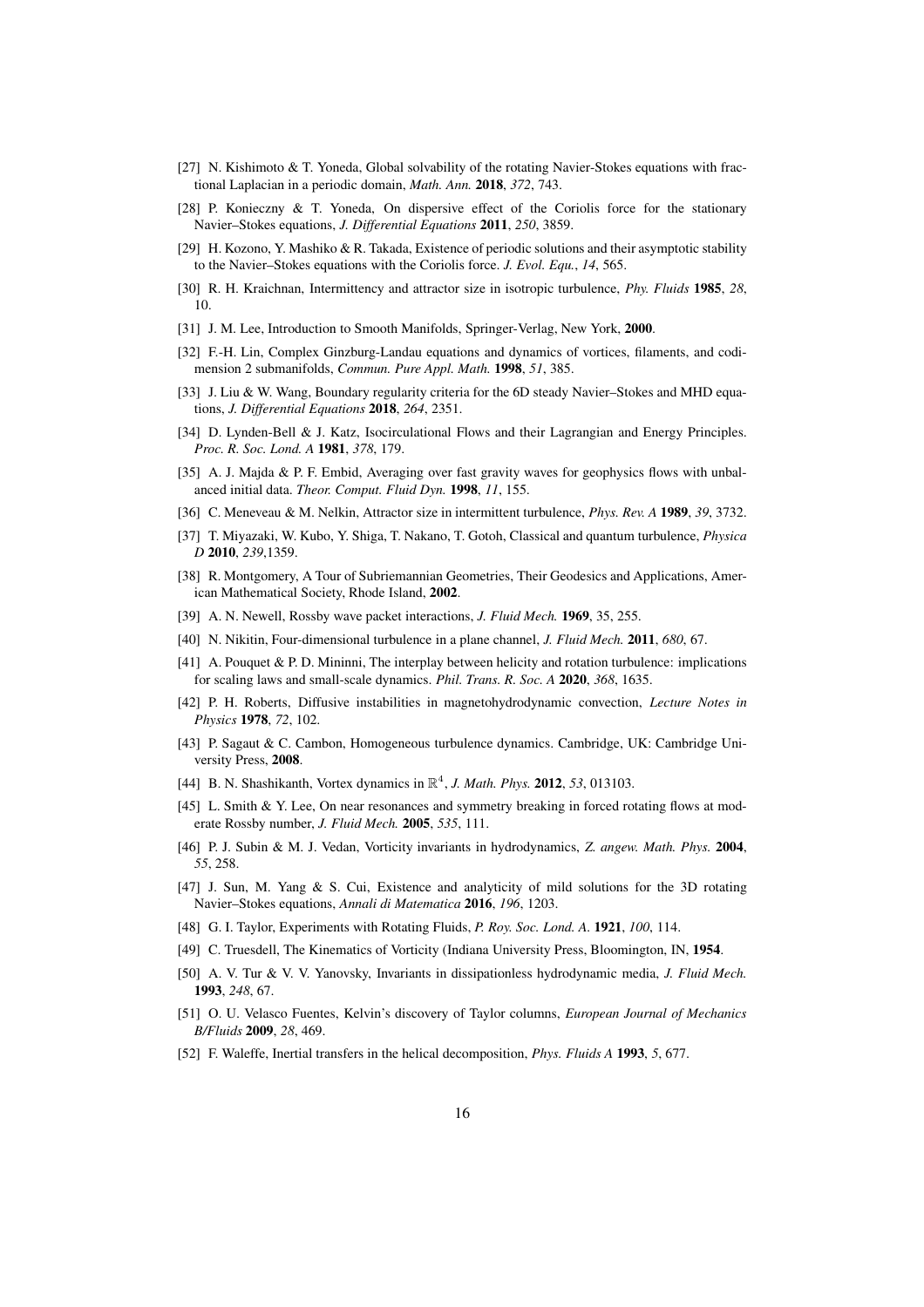[27] N. Kishimoto & T. Yoneda, Global solvability of the rotating Navier-Stokes equations with fractional Laplacian in a periodic domain, *Math. Ann.* **2018**, *372*, 743.

[28] P. Konieczny & T. Yoneda, On dispersive effect of the Coriolis force for the stationary Navier–Stokes equations, *J. Differential Equations* **2011**, *250*, 3859.

[29] H. Kozono, Y. Mashiko & R. Takada, Existence of periodic solutions and their asymptotic stability to the Navier–Stokes equations with the Coriolis force. *J. Evol. Equ.*, *14*, 565.

[30] R. H. Kraichnan, Intermittency and attractor size in isotropic turbulence, *Phy. Fluids* **1985**, *28*, 10.

[31] J. M. Lee, Introduction to Smooth Manifolds, Springer-Verlag, New York, **2000**.

[32] F.-H. Lin, Complex Ginzburg-Landau equations and dynamics of vortices, filaments, and codimension 2 submanifolds, *Commun. Pure Appl. Math.* **1998**, *51*, 385.

[33] J. Liu & W. Wang, Boundary regularity criteria for the 6D steady Navier–Stokes and MHD equations, *J. Differential Equations* **2018**, *264*, 2351.

[34] D. Lynden-Bell & J. Katz, Isocirculational Flows and their Lagrangian and Energy Principles. *Proc. R. Soc. Lond. A* **1981**, *378*, 179.

[35] A. J. Majda & P. F. Embid, Averaging over fast gravity waves for geophysics flows with unbalanced initial data. *Theor. Comput. Fluid Dyn.* **1998**, *11*, 155.

[36] C. Meneveau & M. Nelkin, Attractor size in intermittent turbulence, *Phys. Rev. A* **1989**, *39*, 3732.

[37] T. Miyazaki, W. Kubo, Y. Shiga, T. Nakano, T. Gotoh, Classical and quantum turbulence, *Physica D* **2010**, *239*,1359.

[38] R. Montgomery, A Tour of Subriemannian Geometries, Their Geodesics and Applications, American Mathematical Society, Rhode Island, **2002**.

[39] A. N. Newell, Rossby wave packet interactions, *J. Fluid Mech.* **1969**, 35, 255.

[40] N. Nikitin, Four-dimensional turbulence in a plane channel, *J. Fluid Mech.* **2011**, *680*, 67.

[41] A. Pouquet & P. D. Mininni, The interplay between helicity and rotation turbulence: implications for scaling laws and small-scale dynamics. *Phil. Trans. R. Soc. A* **2020**, *368*, 1635.

[42] P. H. Roberts, Diffusive instabilities in magnetohydrodynamic convection, *Lecture Notes in Physics* **1978**, *72*, 102.

[43] P. Sagaut & C. Cambon, Homogeneous turbulence dynamics. Cambridge, UK: Cambridge University Press, **2008**.

[44] B. N. Shashikanth, Vortex dynamics in $\mathbb{R}^4$, *J. Math. Phys.* **2012**, *53*, 013103.

[45] L. Smith & Y. Lee, On near resonances and symmetry breaking in forced rotating flows at moderate Rossby number, *J. Fluid Mech.* **2005**, *535*, 111.

[46] P. J. Subin & M. J. Vedan, Vorticity invariants in hydrodynamics, *Z. angew. Math. Phys.* **2004**, *55*, 258.

[47] J. Sun, M. Yang & S. Cui, Existence and analyticity of mild solutions for the 3D rotating Navier–Stokes equations, *Annali di Matematica* **2016**, *196*, 1203.

[48] G. I. Taylor, Experiments with Rotating Fluids, *P. Roy. Soc. Lond. A*. **1921**, *100*, 114.

[49] C. Truesdell, The Kinematics of Vorticity (Indiana University Press, Bloomington, IN, **1954**.

[50] A. V. Tur & V. V. Yanovsky, Invariants in dissipationless hydrodynamic media, *J. Fluid Mech.* **1993**, *248*, 67.

[51] O. U. Velasco Fuentes, Kelvin's discovery of Taylor columns, *European Journal of Mechanics B/Fluids* **2009**, *28*, 469.

[52] F. Waleffe, Inertial transfers in the helical decomposition, *Phys. Fluids A* **1993**, *5*, 677.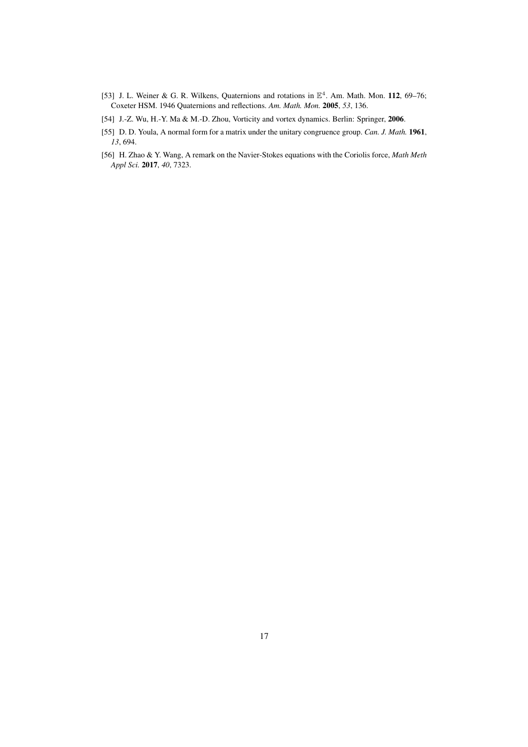[53] J. L. Weiner & G. R. Wilkens, Quaternions and rotations in $\mathbb{E}^4$. Am. Math. Mon. **112**, 69–76; Coxeter HSM. 1946 Quaternions and reflections. *Am. Math. Mon.* **2005**, *53*, 136.

[54] J.-Z. Wu, H.-Y. Ma & M.-D. Zhou, Vorticity and vortex dynamics. Berlin: Springer, **2006**.

[55] D. D. Youla, A normal form for a matrix under the unitary congruence group. *Can. J. Math.* **1961**, *13*, 694.

[56] H. Zhao & Y. Wang, A remark on the Navier-Stokes equations with the Coriolis force, *Math Meth Appl Sci.* **2017**, *40*, 7323.